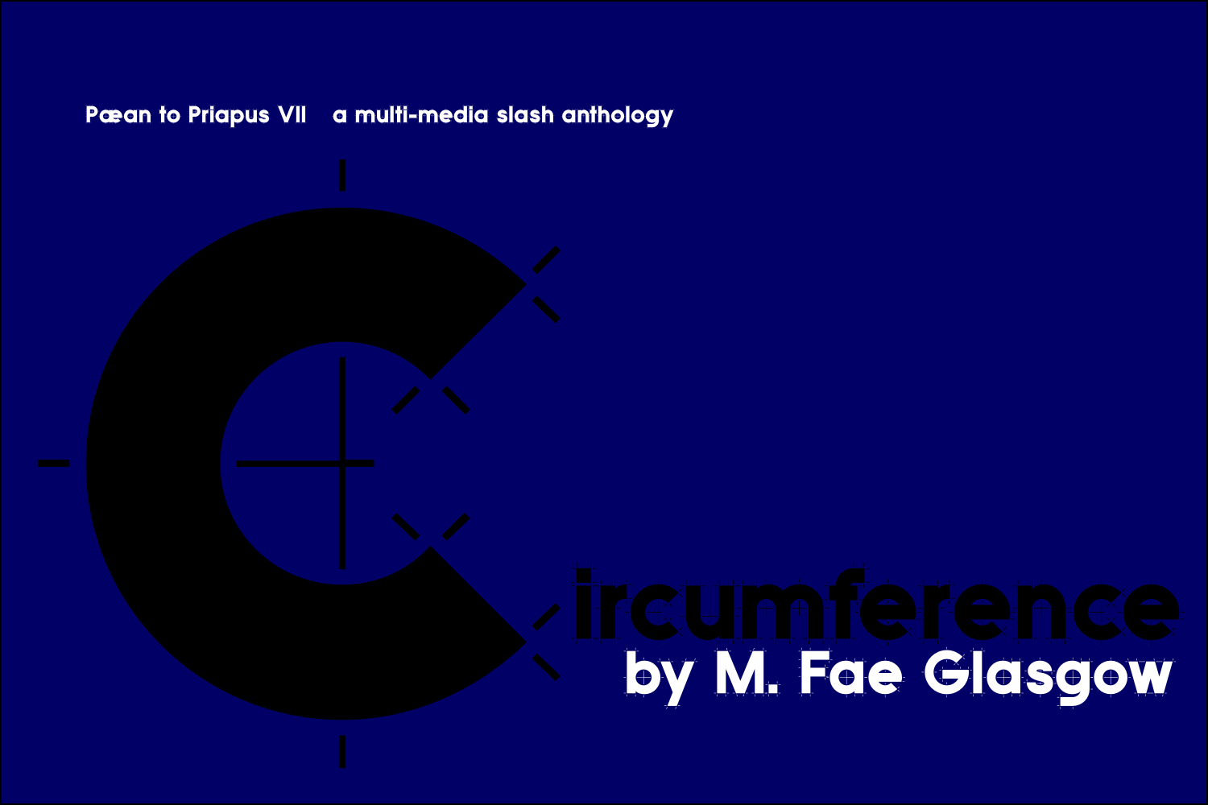Pæan to Priapus VII a multi-media slash anthology

# Circumference

## by M. Fae Glasgow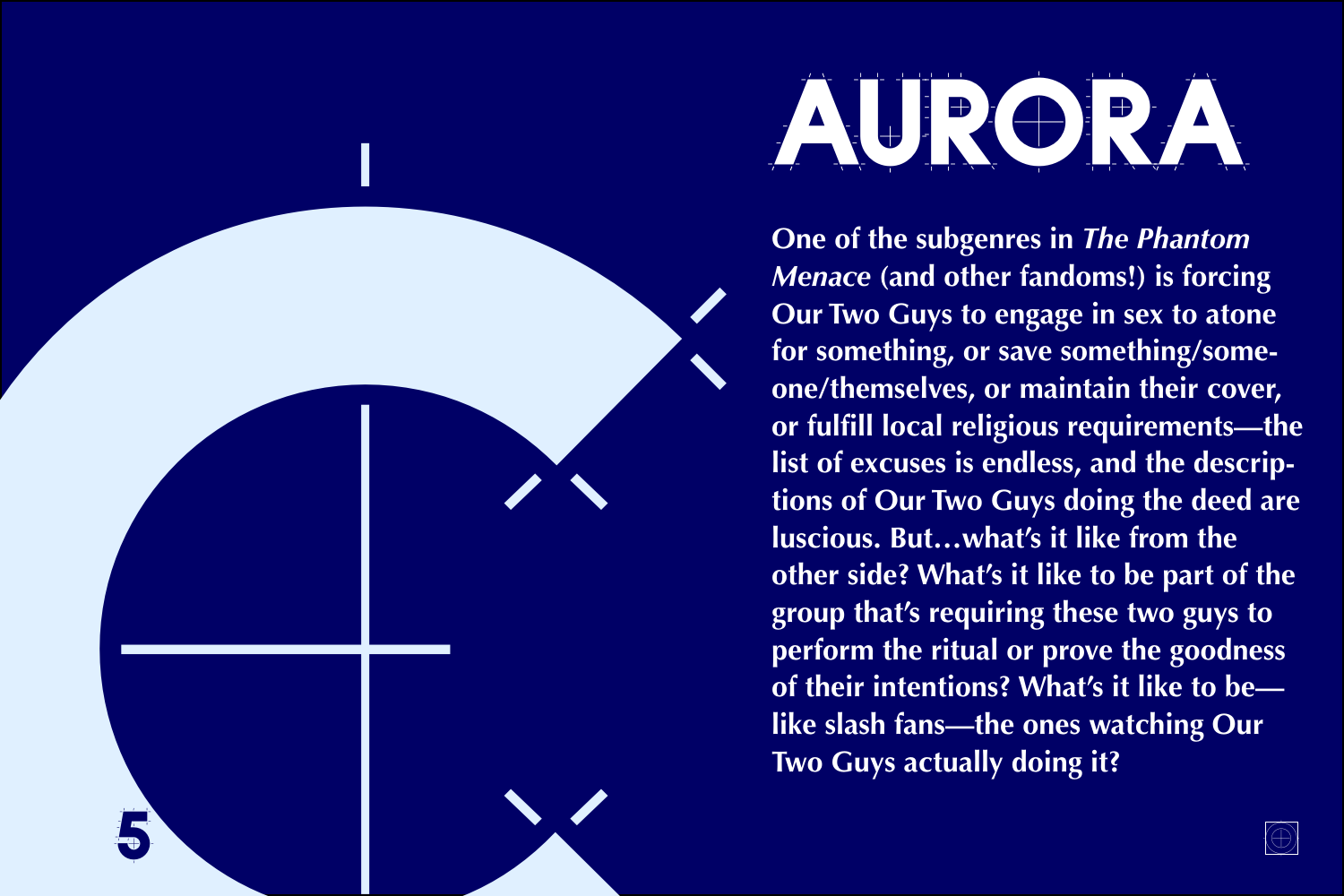# AURORA

One of the subgenres in *The Phantom Menace* (and other fandoms!) is forcing Our Two Guys to engage in sex to atone for something, or save something/someone/themselves, or maintain their cover, or fulfill local religious requirements—the list of excuses is endless, and the descriptions of Our Two Guys doing the deed are luscious. But…what's it like from the other side? What's it like to be part of the group that's requiring these two guys to perform the ritual or prove the goodness of their intentions? What's it like to be—like slash fans—the ones watching Our Two Guys actually doing it?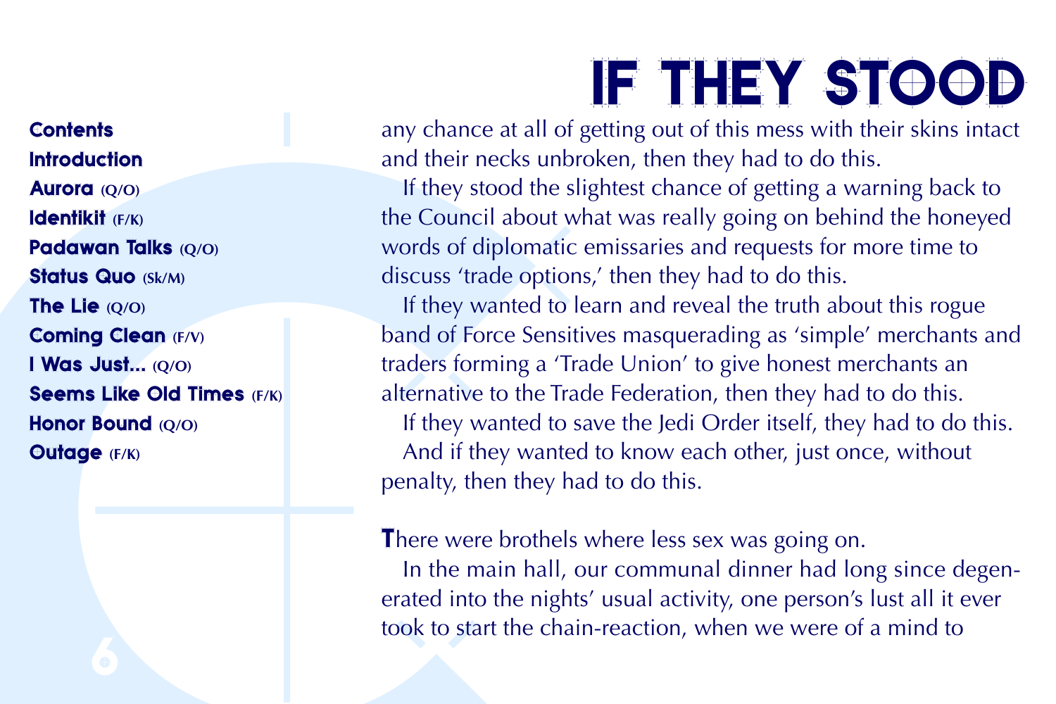**Contents**
**Introduction**
**Aurora** (Q/O)
**Identikit** (F/K)
**Padawan Talks** (Q/O)
**Status Quo** (Sk/M)
**The Lie** (Q/O)
**Coming Clean** (F/V)
**I Was Just...** (Q/O)
**Seems Like Old Times** (F/K)
**Honor Bound** (Q/O)
**Outage** (F/K)

# IF THEY STOOD

any chance at all of getting out of this mess with their skins intact and their necks unbroken, then they had to do this.

If they stood the slightest chance of getting a warning back to the Council about what was really going on behind the honeyed words of diplomatic emissaries and requests for more time to discuss 'trade options,' then they had to do this.

If they wanted to learn and reveal the truth about this rogue band of Force Sensitives masquerading as 'simple' merchants and traders forming a 'Trade Union' to give honest merchants an alternative to the Trade Federation, then they had to do this.

If they wanted to save the Jedi Order itself, they had to do this.

And if they wanted to know each other, just once, without penalty, then they had to do this.

There were brothels where less sex was going on.

In the main hall, our communal dinner had long since degenerated into the nights' usual activity, one person's lust all it ever took to start the chain-reaction, when we were of a mind to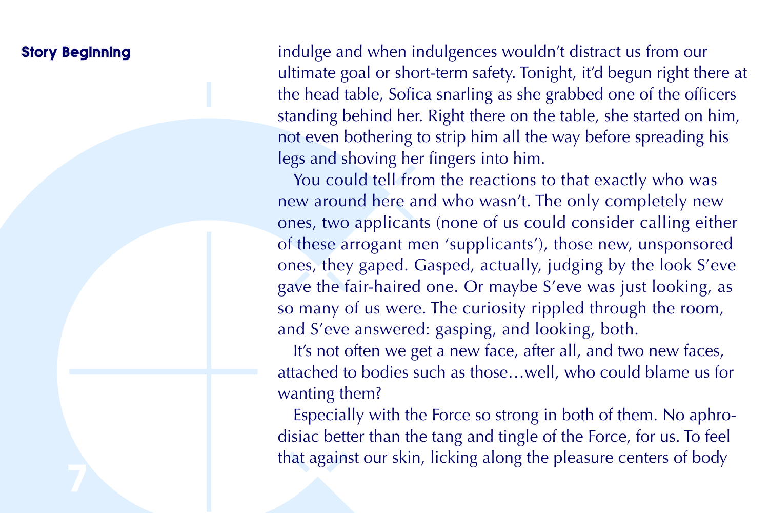indulge and when indulgences wouldn't distract us from our ultimate goal or short-term safety. Tonight, it'd begun right there at the head table, Sofica snarling as she grabbed one of the officers standing behind her. Right there on the table, she started on him, not even bothering to strip him all the way before spreading his legs and shoving her fingers into him.

You could tell from the reactions to that exactly who was new around here and who wasn't. The only completely new ones, two applicants (none of us could consider calling either of these arrogant men 'supplicants'), those new, unsponsored ones, they gaped. Gasped, actually, judging by the look S'eve gave the fair-haired one. Or maybe S'eve was just looking, as so many of us were. The curiosity rippled through the room, and S'eve answered: gasping, and looking, both.

It's not often we get a new face, after all, and two new faces, attached to bodies such as those…well, who could blame us for wanting them?

Especially with the Force so strong in both of them. No aphrodisiac better than the tang and tingle of the Force, for us. To feel that against our skin, licking along the pleasure centers of body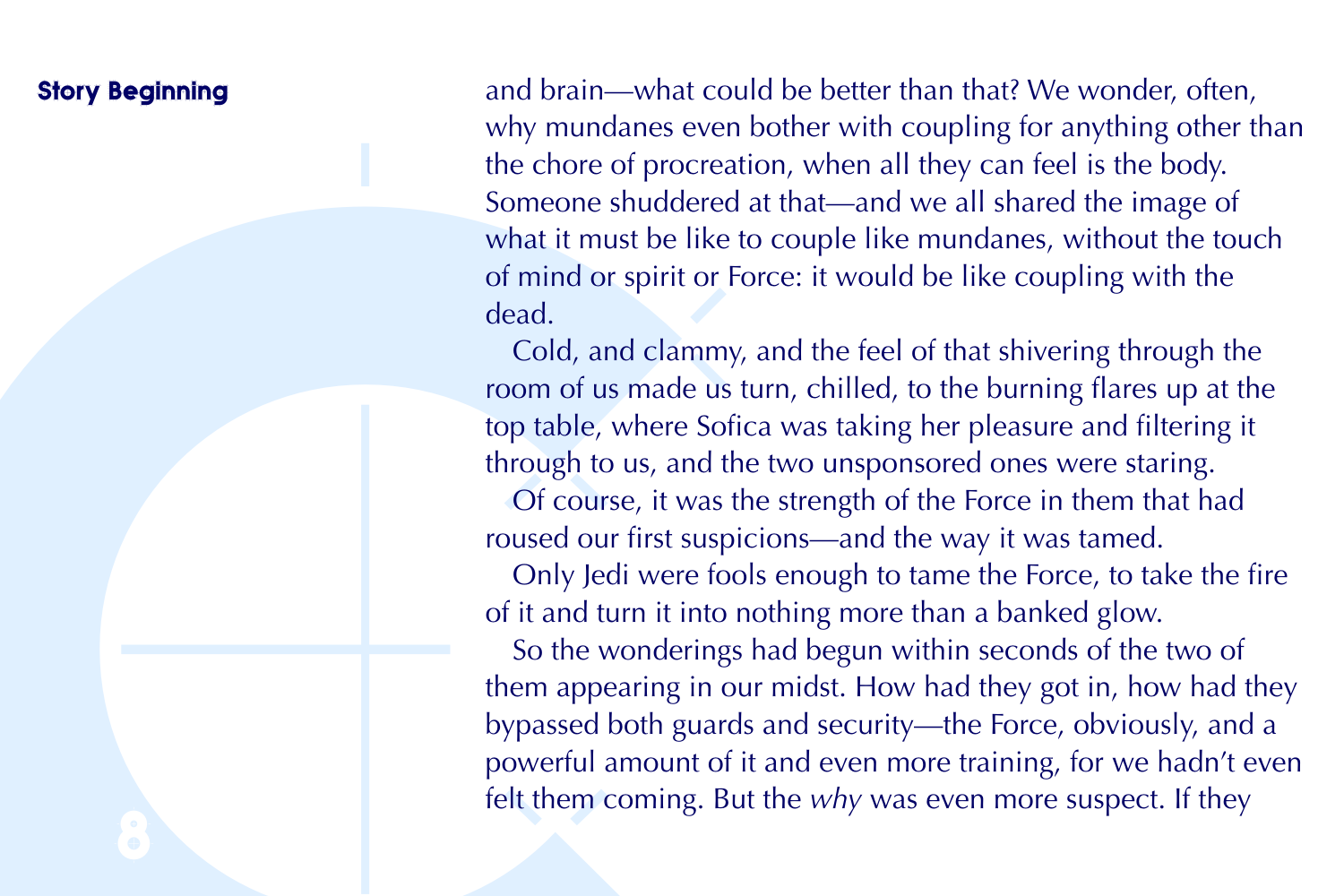and brain—what could be better than that? We wonder, often, why mundanes even bother with coupling for anything other than the chore of procreation, when all they can feel is the body. Someone shuddered at that—and we all shared the image of what it must be like to couple like mundanes, without the touch of mind or spirit or Force: it would be like coupling with the dead.

Cold, and clammy, and the feel of that shivering through the room of us made us turn, chilled, to the burning flares up at the top table, where Sofica was taking her pleasure and filtering it through to us, and the two unsponsored ones were staring.

Of course, it was the strength of the Force in them that had roused our first suspicions—and the way it was tamed.

Only Jedi were fools enough to tame the Force, to take the fire of it and turn it into nothing more than a banked glow.

So the wonderings had begun within seconds of the two of them appearing in our midst. How had they got in, how had they bypassed both guards and security—the Force, obviously, and a powerful amount of it and even more training, for we hadn't even felt them coming. But the *why* was even more suspect. If they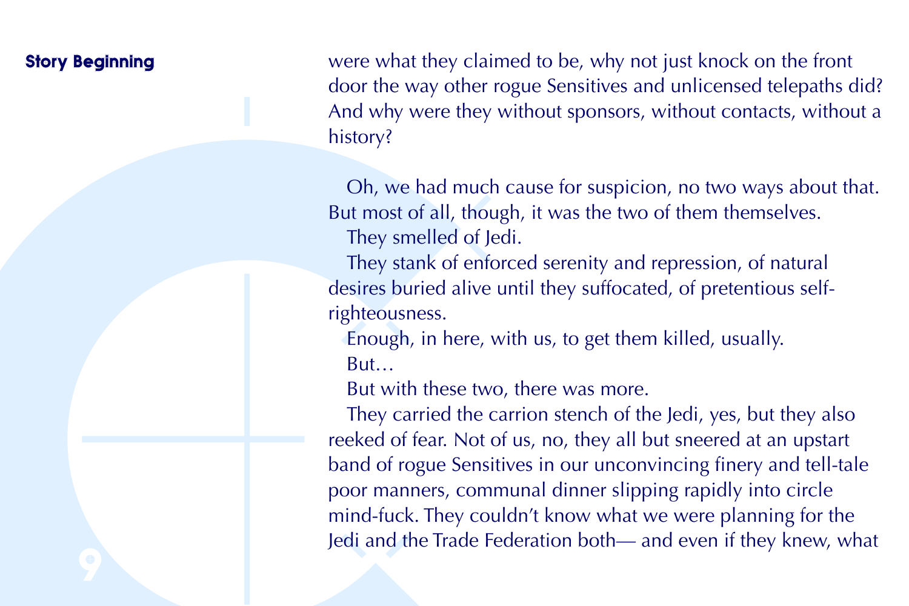were what they claimed to be, why not just knock on the front door the way other rogue Sensitives and unlicensed telepaths did? And why were they without sponsors, without contacts, without a history?

Oh, we had much cause for suspicion, no two ways about that. But most of all, though, it was the two of them themselves.

They smelled of Jedi.

They stank of enforced serenity and repression, of natural desires buried alive until they suffocated, of pretentious self-righteousness.

Enough, in here, with us, to get them killed, usually.

But…

But with these two, there was more.

They carried the carrion stench of the Jedi, yes, but they also reeked of fear. Not of us, no, they all but sneered at an upstart band of rogue Sensitives in our unconvincing finery and tell-tale poor manners, communal dinner slipping rapidly into circle mind-fuck. They couldn't know what we were planning for the Jedi and the Trade Federation both— and even if they knew, what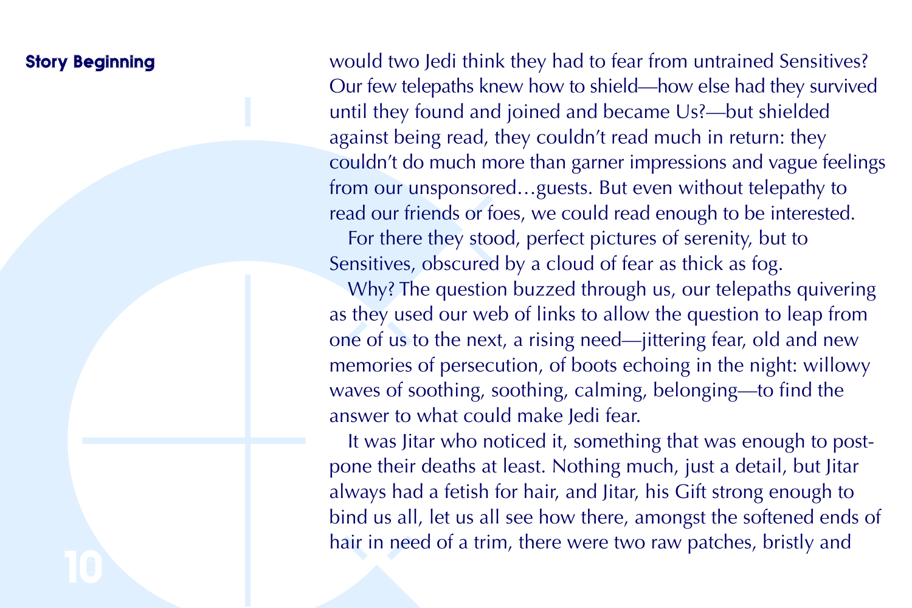would two Jedi think they had to fear from untrained Sensitives? Our few telepaths knew how to shield—how else had they survived until they found and joined and became Us?—but shielded against being read, they couldn't read much in return: they couldn't do much more than garner impressions and vague feelings from our unsponsored…guests. But even without telepathy to read our friends or foes, we could read enough to be interested.

For there they stood, perfect pictures of serenity, but to Sensitives, obscured by a cloud of fear as thick as fog.

Why? The question buzzed through us, our telepaths quivering as they used our web of links to allow the question to leap from one of us to the next, a rising need—jittering fear, old and new memories of persecution, of boots echoing in the night: willowy waves of soothing, soothing, calming, belonging—to find the answer to what could make Jedi fear.

It was Jitar who noticed it, something that was enough to postpone their deaths at least. Nothing much, just a detail, but Jitar always had a fetish for hair, and Jitar, his Gift strong enough to bind us all, let us all see how there, amongst the softened ends of hair in need of a trim, there were two raw patches, bristly and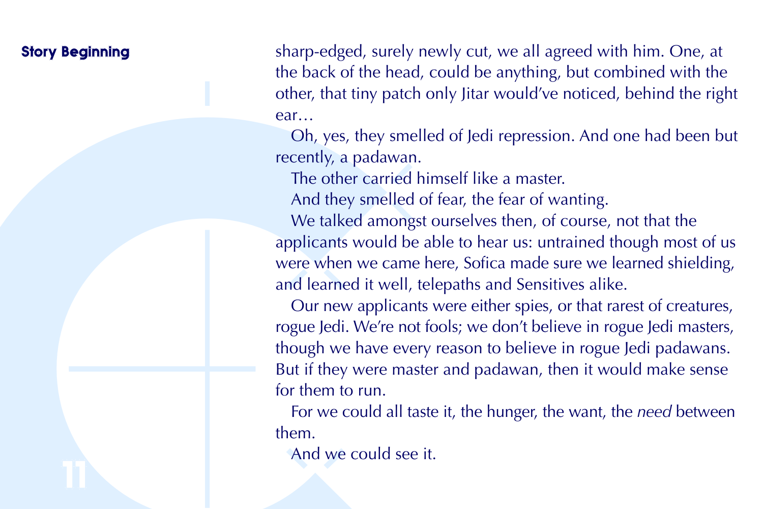sharp-edged, surely newly cut, we all agreed with him. One, at the back of the head, could be anything, but combined with the other, that tiny patch only Jitar would've noticed, behind the right ear…

Oh, yes, they smelled of Jedi repression. And one had been but recently, a padawan.

The other carried himself like a master.

And they smelled of fear, the fear of wanting.

We talked amongst ourselves then, of course, not that the applicants would be able to hear us: untrained though most of us were when we came here, Sofica made sure we learned shielding, and learned it well, telepaths and Sensitives alike.

Our new applicants were either spies, or that rarest of creatures, rogue Jedi. We're not fools; we don't believe in rogue Jedi masters, though we have every reason to believe in rogue Jedi padawans. But if they were master and padawan, then it would make sense for them to run.

For we could all taste it, the hunger, the want, the *need* between them.

And we could see it.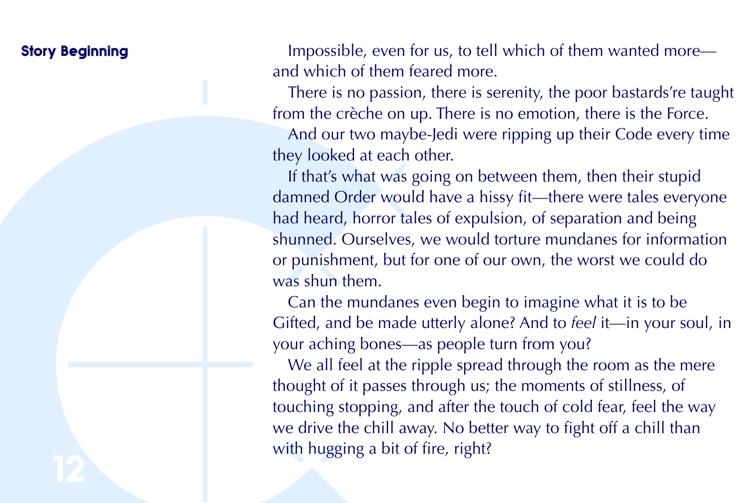**Story Beginning**

Impossible, even for us, to tell which of them wanted more—and which of them feared more.

There is no passion, there is serenity, the poor bastards're taught from the crèche on up. There is no emotion, there is the Force.

And our two maybe-Jedi were ripping up their Code every time they looked at each other.

If that's what was going on between them, then their stupid damned Order would have a hissy fit—there were tales everyone had heard, horror tales of expulsion, of separation and being shunned. Ourselves, we would torture mundanes for information or punishment, but for one of our own, the worst we could do was shun them.

Can the mundanes even begin to imagine what it is to be Gifted, and be made utterly alone? And to *feel* it—in your soul, in your aching bones—as people turn from you?

We all feel at the ripple spread through the room as the mere thought of it passes through us; the moments of stillness, of touching stopping, and after the touch of cold fear, feel the way we drive the chill away. No better way to fight off a chill than with hugging a bit of fire, right?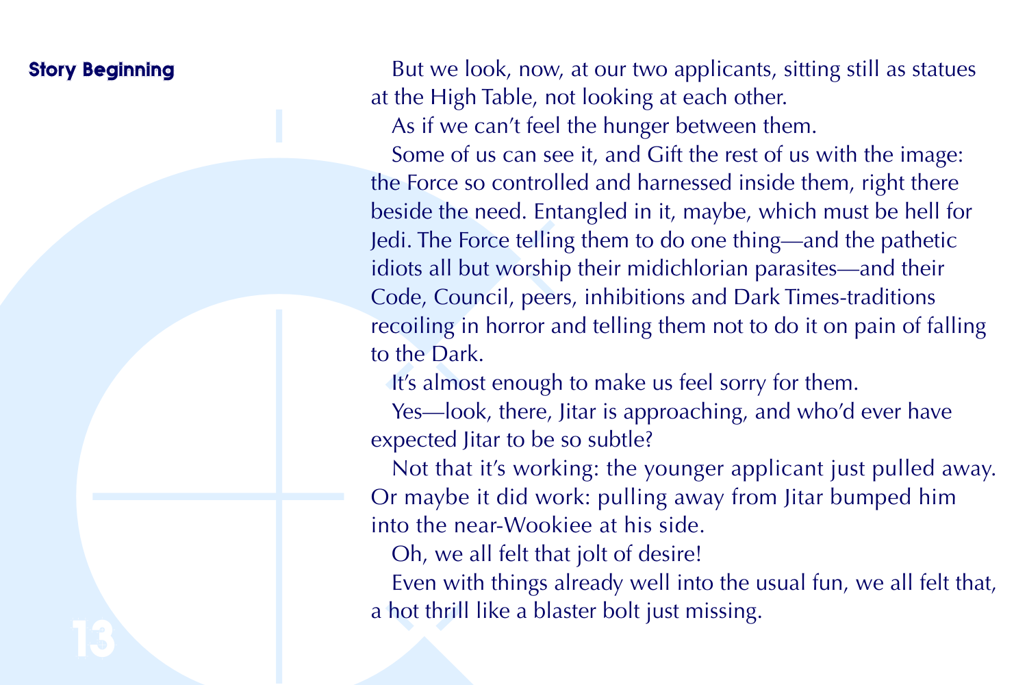But we look, now, at our two applicants, sitting still as statues at the High Table, not looking at each other.

As if we can't feel the hunger between them.

Some of us can see it, and Gift the rest of us with the image: the Force so controlled and harnessed inside them, right there beside the need. Entangled in it, maybe, which must be hell for Jedi. The Force telling them to do one thing—and the pathetic idiots all but worship their midichlorian parasites—and their Code, Council, peers, inhibitions and Dark Times-traditions recoiling in horror and telling them not to do it on pain of falling to the Dark.

It's almost enough to make us feel sorry for them.

Yes—look, there, Jitar is approaching, and who'd ever have expected Jitar to be so subtle?

Not that it's working: the younger applicant just pulled away. Or maybe it did work: pulling away from Jitar bumped him into the near-Wookiee at his side.

Oh, we all felt that jolt of desire!

Even with things already well into the usual fun, we all felt that, a hot thrill like a blaster bolt just missing.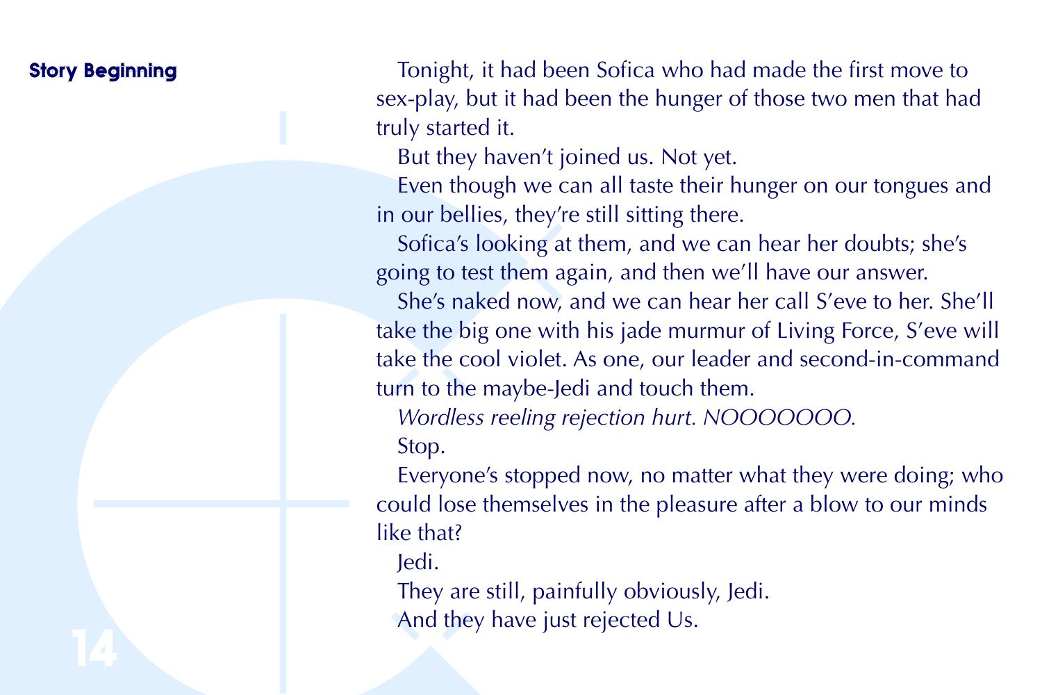**Story Beginning**

Tonight, it had been Sofica who had made the first move to sex-play, but it had been the hunger of those two men that had truly started it.

But they haven't joined us. Not yet.

Even though we can all taste their hunger on our tongues and in our bellies, they're still sitting there.

Sofica's looking at them, and we can hear her doubts; she's going to test them again, and then we'll have our answer.

She's naked now, and we can hear her call S'eve to her. She'll take the big one with his jade murmur of Living Force, S'eve will take the cool violet. As one, our leader and second-in-command turn to the maybe-Jedi and touch them.

*Wordless reeling rejection hurt. NOOOOOOO.*

Stop.

Everyone's stopped now, no matter what they were doing; who could lose themselves in the pleasure after a blow to our minds like that?

Jedi.

They are still, painfully obviously, Jedi.

And they have just rejected Us.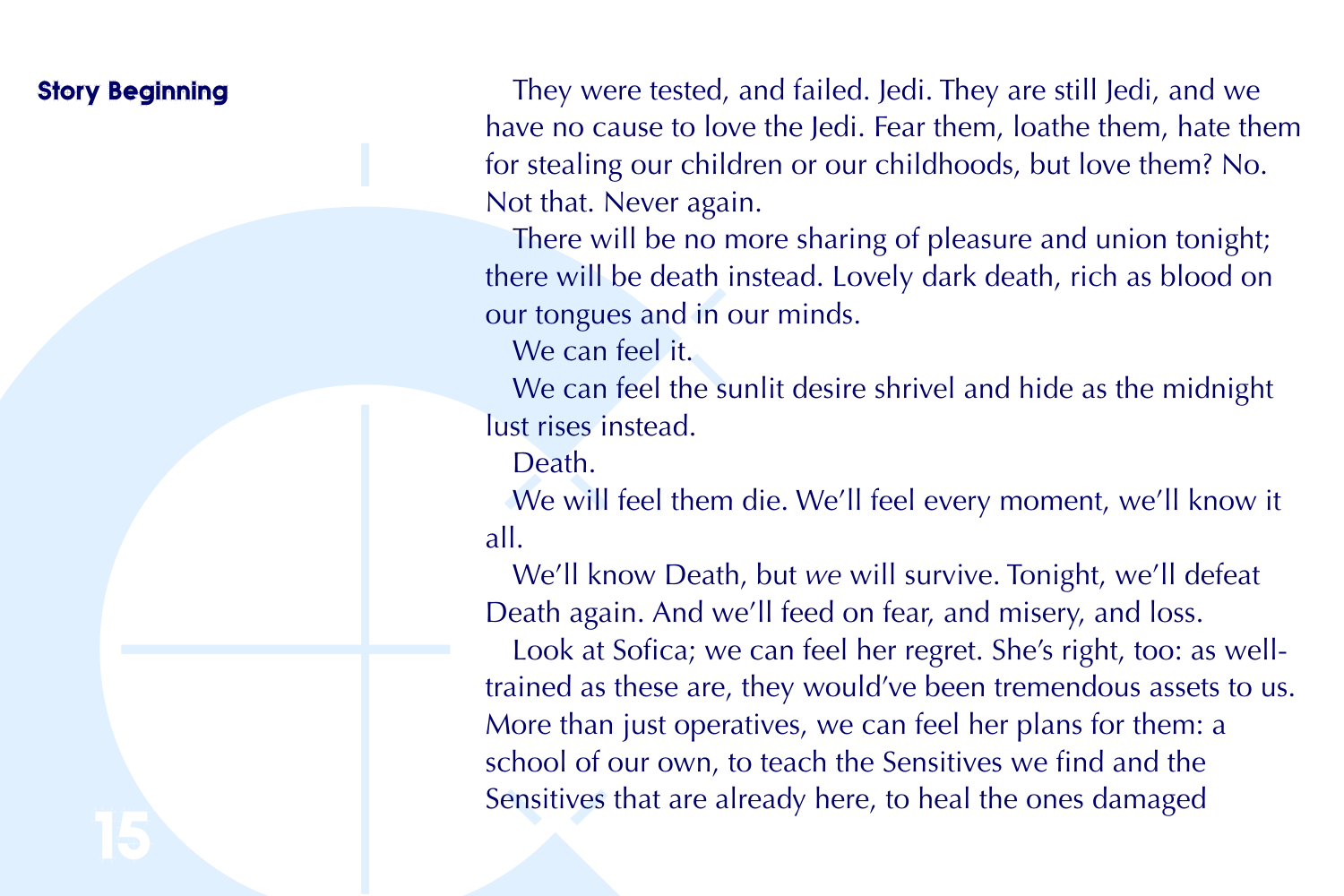**Story Beginning**

They were tested, and failed. Jedi. They are still Jedi, and we have no cause to love the Jedi. Fear them, loathe them, hate them for stealing our children or our childhoods, but love them? No. Not that. Never again.

There will be no more sharing of pleasure and union tonight; there will be death instead. Lovely dark death, rich as blood on our tongues and in our minds.

We can feel it.

We can feel the sunlit desire shrivel and hide as the midnight lust rises instead.

Death.

We will feel them die. We'll feel every moment, we'll know it all.

We'll know Death, but *we* will survive. Tonight, we'll defeat Death again. And we'll feed on fear, and misery, and loss.

Look at Sofica; we can feel her regret. She's right, too: as well-trained as these are, they would've been tremendous assets to us. More than just operatives, we can feel her plans for them: a school of our own, to teach the Sensitives we find and the Sensitives that are already here, to heal the ones damaged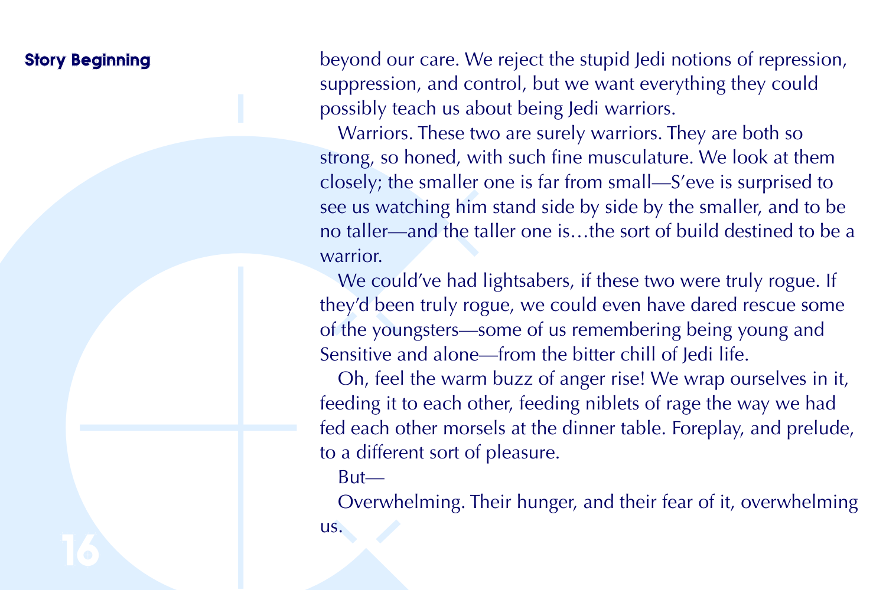beyond our care. We reject the stupid Jedi notions of repression, suppression, and control, but we want everything they could possibly teach us about being Jedi warriors.

Warriors. These two are surely warriors. They are both so strong, so honed, with such fine musculature. We look at them closely; the smaller one is far from small—S'eve is surprised to see us watching him stand side by side by the smaller, and to be no taller—and the taller one is…the sort of build destined to be a warrior.

We could've had lightsabers, if these two were truly rogue. If they'd been truly rogue, we could even have dared rescue some of the youngsters—some of us remembering being young and Sensitive and alone—from the bitter chill of Jedi life.

Oh, feel the warm buzz of anger rise! We wrap ourselves in it, feeding it to each other, feeding niblets of rage the way we had fed each other morsels at the dinner table. Foreplay, and prelude, to a different sort of pleasure.

But—

Overwhelming. Their hunger, and their fear of it, overwhelming us.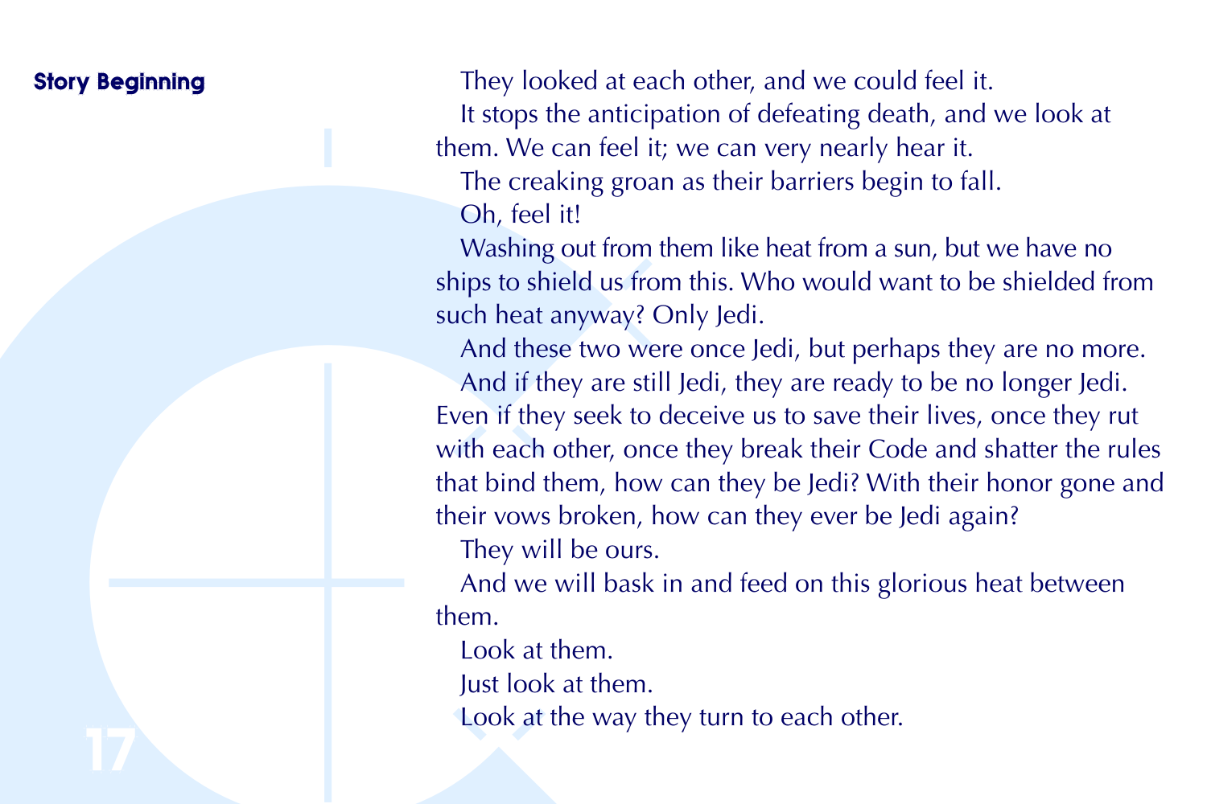**Story Beginning**

They looked at each other, and we could feel it.

It stops the anticipation of defeating death, and we look at them. We can feel it; we can very nearly hear it.

The creaking groan as their barriers begin to fall.

Oh, feel it!

Washing out from them like heat from a sun, but we have no ships to shield us from this. Who would want to be shielded from such heat anyway? Only Jedi.

And these two were once Jedi, but perhaps they are no more.

And if they are still Jedi, they are ready to be no longer Jedi. Even if they seek to deceive us to save their lives, once they rut with each other, once they break their Code and shatter the rules that bind them, how can they be Jedi? With their honor gone and their vows broken, how can they ever be Jedi again?

They will be ours.

And we will bask in and feed on this glorious heat between them.

Look at them.

Just look at them.

Look at the way they turn to each other.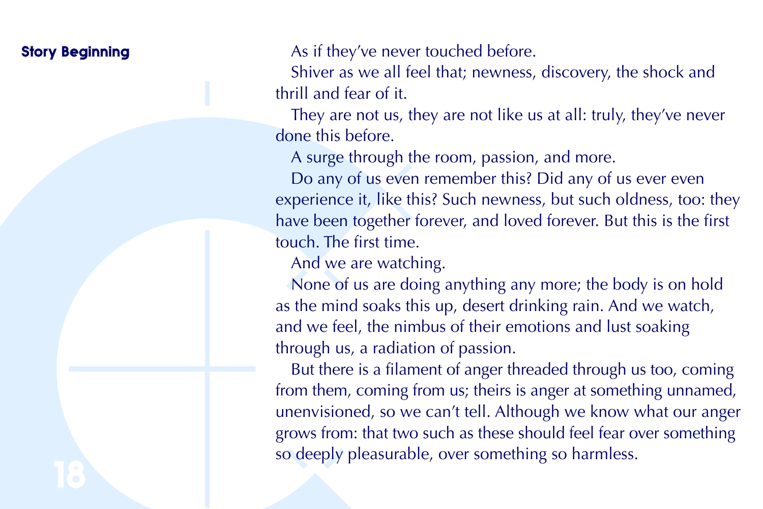**Story Beginning**

As if they've never touched before.

Shiver as we all feel that; newness, discovery, the shock and thrill and fear of it.

They are not us, they are not like us at all: truly, they've never done this before.

A surge through the room, passion, and more.

Do any of us even remember this? Did any of us ever even experience it, like this? Such newness, but such oldness, too: they have been together forever, and loved forever. But this is the first touch. The first time.

And we are watching.

None of us are doing anything any more; the body is on hold as the mind soaks this up, desert drinking rain. And we watch, and we feel, the nimbus of their emotions and lust soaking through us, a radiation of passion.

But there is a filament of anger threaded through us too, coming from them, coming from us; theirs is anger at something unnamed, unenvisioned, so we can't tell. Although we know what our anger grows from: that two such as these should feel fear over something so deeply pleasurable, over something so harmless.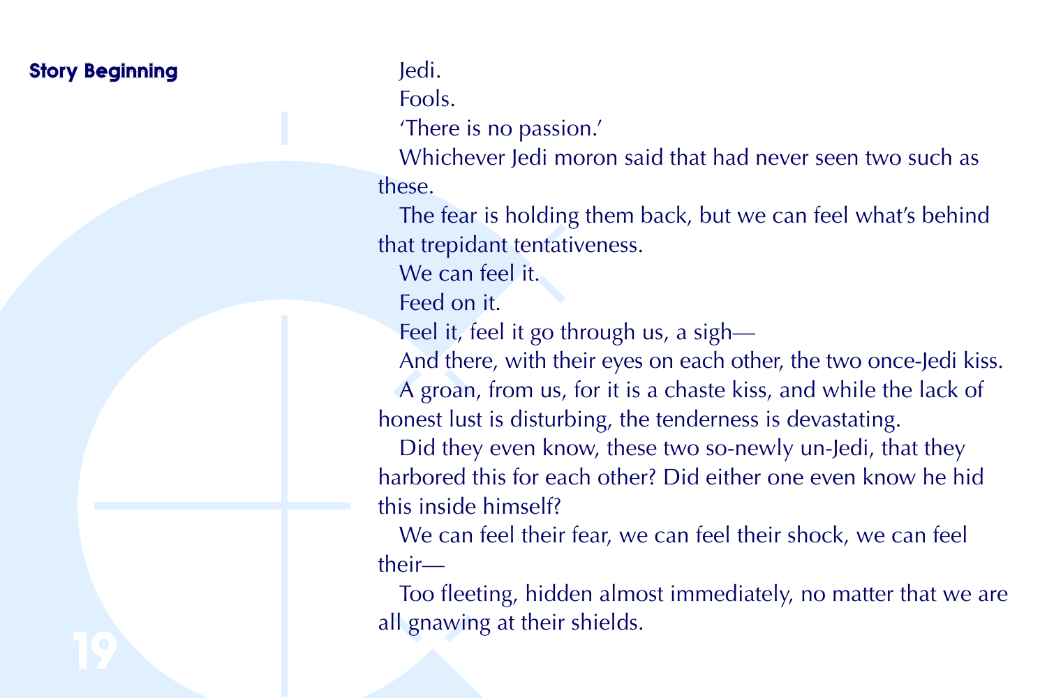**Story Beginning**

Jedi.

Fools.

'There is no passion.'

Whichever Jedi moron said that had never seen two such as these.

The fear is holding them back, but we can feel what's behind that trepidant tentativeness.

We can feel it.

Feed on it.

Feel it, feel it go through us, a sigh—

And there, with their eyes on each other, the two once-Jedi kiss.

A groan, from us, for it is a chaste kiss, and while the lack of honest lust is disturbing, the tenderness is devastating.

Did they even know, these two so-newly un-Jedi, that they harbored this for each other? Did either one even know he hid this inside himself?

We can feel their fear, we can feel their shock, we can feel their—

Too fleeting, hidden almost immediately, no matter that we are all gnawing at their shields.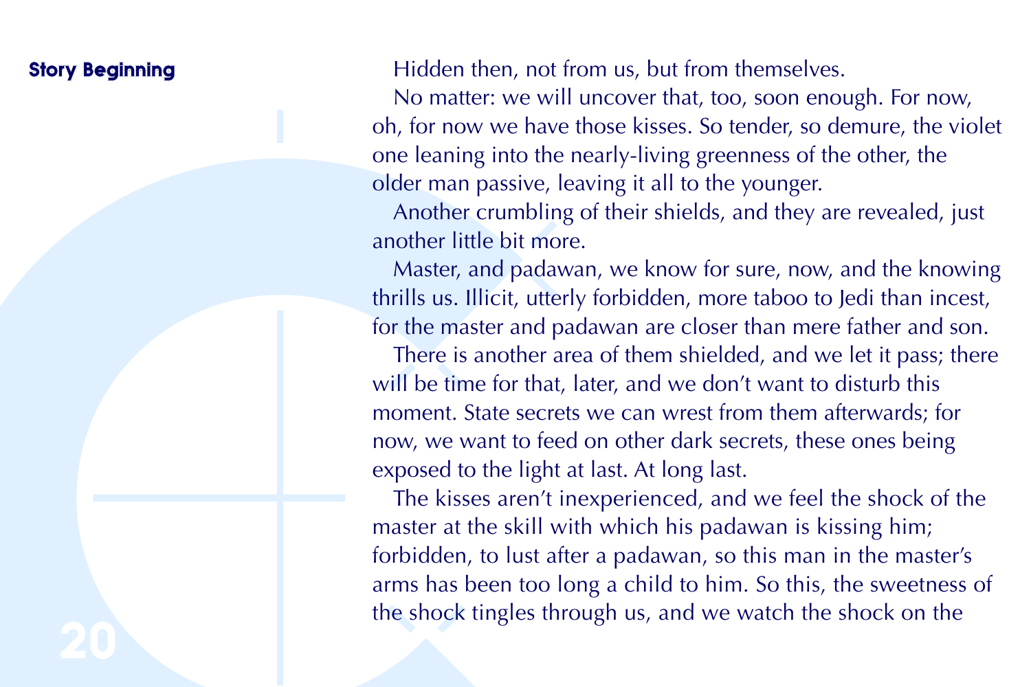**Story Beginning**

Hidden then, not from us, but from themselves.

No matter: we will uncover that, too, soon enough. For now, oh, for now we have those kisses. So tender, so demure, the violet one leaning into the nearly-living greenness of the other, the older man passive, leaving it all to the younger.

Another crumbling of their shields, and they are revealed, just another little bit more.

Master, and padawan, we know for sure, now, and the knowing thrills us. Illicit, utterly forbidden, more taboo to Jedi than incest, for the master and padawan are closer than mere father and son.

There is another area of them shielded, and we let it pass; there will be time for that, later, and we don't want to disturb this moment. State secrets we can wrest from them afterwards; for now, we want to feed on other dark secrets, these ones being exposed to the light at last. At long last.

The kisses aren't inexperienced, and we feel the shock of the master at the skill with which his padawan is kissing him; forbidden, to lust after a padawan, so this man in the master's arms has been too long a child to him. So this, the sweetness of the shock tingles through us, and we watch the shock on the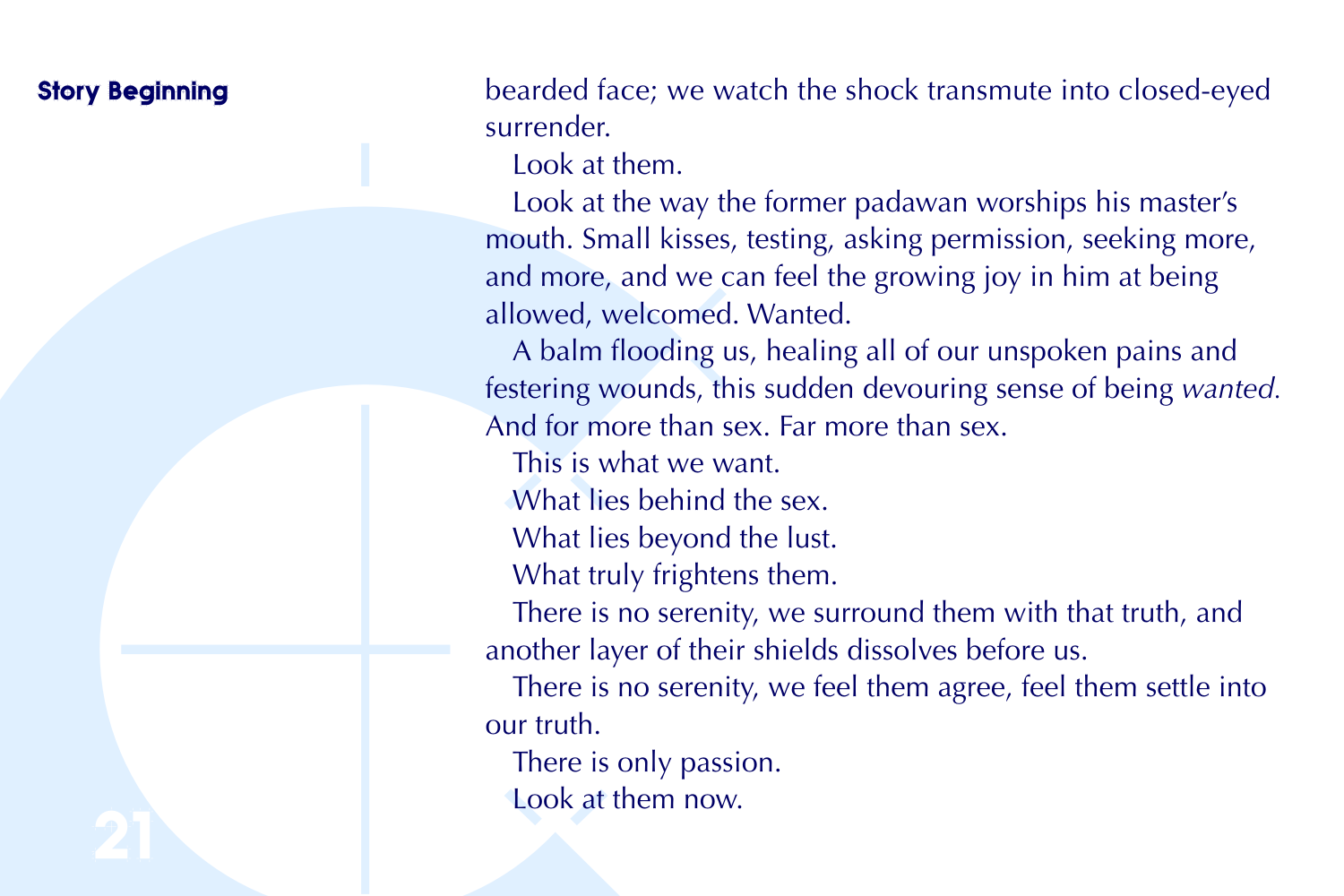bearded face; we watch the shock transmute into closed-eyed surrender.

Look at them.

Look at the way the former padawan worships his master's mouth. Small kisses, testing, asking permission, seeking more, and more, and we can feel the growing joy in him at being allowed, welcomed. Wanted.

A balm flooding us, healing all of our unspoken pains and festering wounds, this sudden devouring sense of being *wanted.* And for more than sex. Far more than sex.

This is what we want.

What lies behind the sex.

What lies beyond the lust.

What truly frightens them.

There is no serenity, we surround them with that truth, and another layer of their shields dissolves before us.

There is no serenity, we feel them agree, feel them settle into our truth.

There is only passion.

Look at them now.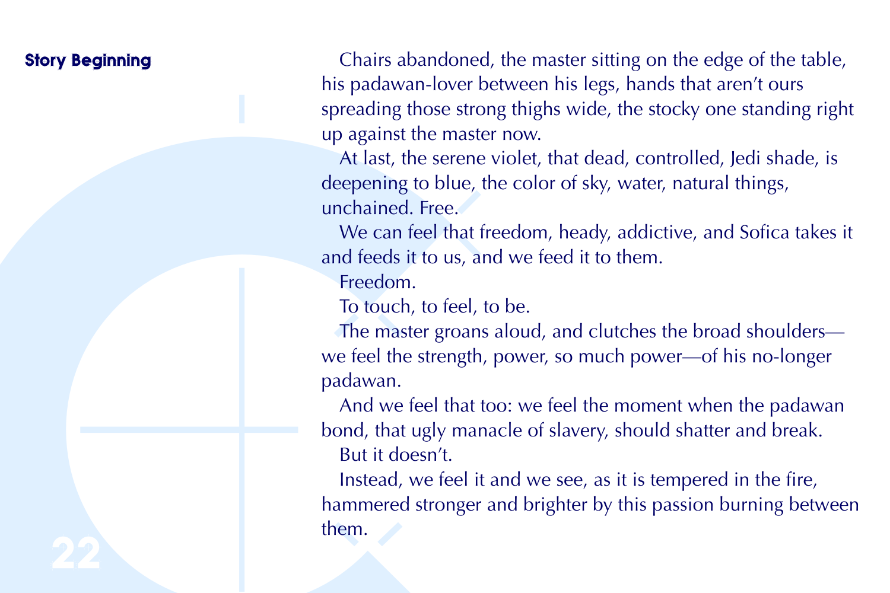**Story Beginning**

Chairs abandoned, the master sitting on the edge of the table, his padawan-lover between his legs, hands that aren't ours spreading those strong thighs wide, the stocky one standing right up against the master now.

At last, the serene violet, that dead, controlled, Jedi shade, is deepening to blue, the color of sky, water, natural things, unchained. Free.

We can feel that freedom, heady, addictive, and Sofica takes it and feeds it to us, and we feed it to them.

Freedom.

To touch, to feel, to be.

The master groans aloud, and clutches the broad shoulders—we feel the strength, power, so much power—of his no-longer padawan.

And we feel that too: we feel the moment when the padawan bond, that ugly manacle of slavery, should shatter and break.

But it doesn't.

Instead, we feel it and we see, as it is tempered in the fire, hammered stronger and brighter by this passion burning between them.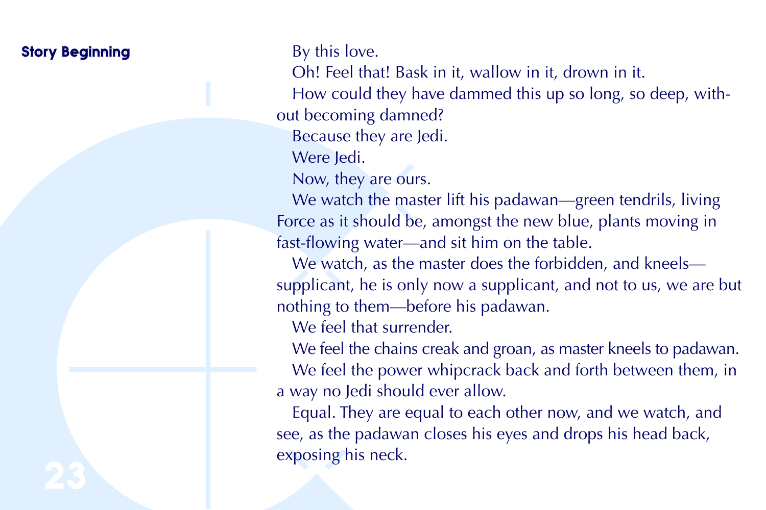**Story Beginning**

By this love.

Oh! Feel that! Bask in it, wallow in it, drown in it.

How could they have dammed this up so long, so deep, without becoming damned?

Because they are Jedi.

Were Jedi.

Now, they are ours.

We watch the master lift his padawan—green tendrils, living Force as it should be, amongst the new blue, plants moving in fast-flowing water—and sit him on the table.

We watch, as the master does the forbidden, and kneels—supplicant, he is only now a supplicant, and not to us, we are but nothing to them—before his padawan.

We feel that surrender.

We feel the chains creak and groan, as master kneels to padawan.

We feel the power whipcrack back and forth between them, in a way no Jedi should ever allow.

Equal. They are equal to each other now, and we watch, and see, as the padawan closes his eyes and drops his head back, exposing his neck.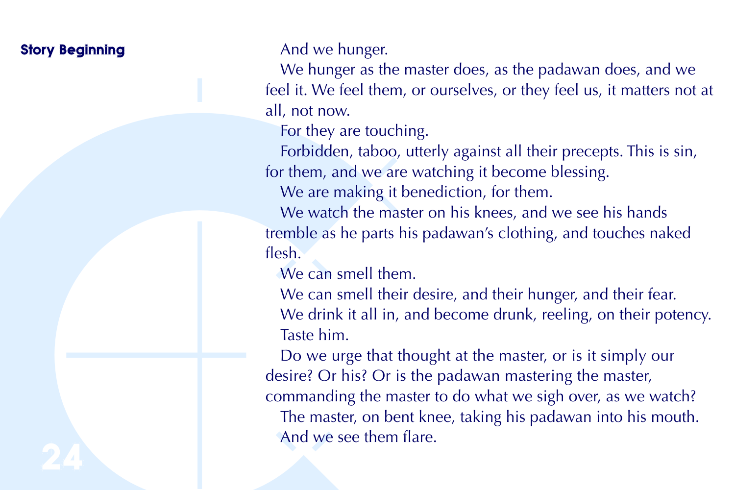**Story Beginning**

And we hunger.

We hunger as the master does, as the padawan does, and we feel it. We feel them, or ourselves, or they feel us, it matters not at all, not now.

For they are touching.

Forbidden, taboo, utterly against all their precepts. This is sin, for them, and we are watching it become blessing.

We are making it benediction, for them.

We watch the master on his knees, and we see his hands tremble as he parts his padawan's clothing, and touches naked flesh.

We can smell them.

We can smell their desire, and their hunger, and their fear.

We drink it all in, and become drunk, reeling, on their potency.

Taste him.

Do we urge that thought at the master, or is it simply our desire? Or his? Or is the padawan mastering the master, commanding the master to do what we sigh over, as we watch?

The master, on bent knee, taking his padawan into his mouth.

And we see them flare.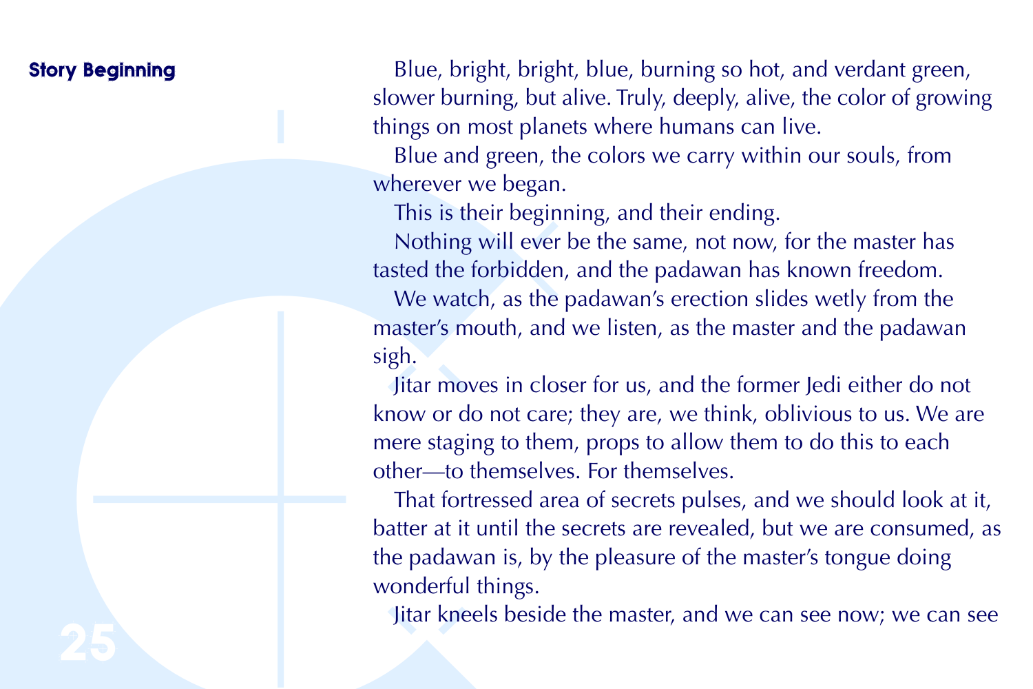**Story Beginning**

Blue, bright, bright, blue, burning so hot, and verdant green, slower burning, but alive. Truly, deeply, alive, the color of growing things on most planets where humans can live.

Blue and green, the colors we carry within our souls, from wherever we began.

This is their beginning, and their ending.

Nothing will ever be the same, not now, for the master has tasted the forbidden, and the padawan has known freedom.

We watch, as the padawan's erection slides wetly from the master's mouth, and we listen, as the master and the padawan sigh.

Jitar moves in closer for us, and the former Jedi either do not know or do not care; they are, we think, oblivious to us. We are mere staging to them, props to allow them to do this to each other—to themselves. For themselves.

That fortressed area of secrets pulses, and we should look at it, batter at it until the secrets are revealed, but we are consumed, as the padawan is, by the pleasure of the master's tongue doing wonderful things.

Jitar kneels beside the master, and we can see now; we can see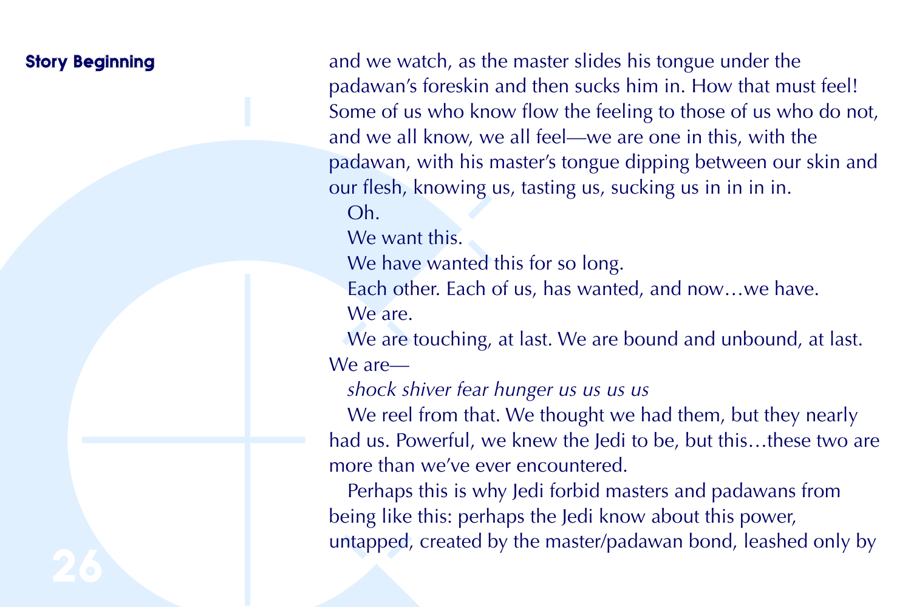and we watch, as the master slides his tongue under the padawan's foreskin and then sucks him in. How that must feel! Some of us who know flow the feeling to those of us who do not, and we all know, we all feel—we are one in this, with the padawan, with his master's tongue dipping between our skin and our flesh, knowing us, tasting us, sucking us in in in in.

Oh.

We want this.

We have wanted this for so long.

Each other. Each of us, has wanted, and now…we have.

We are.

We are touching, at last. We are bound and unbound, at last. We are—

*shock shiver fear hunger us us us us*

We reel from that. We thought we had them, but they nearly had us. Powerful, we knew the Jedi to be, but this…these two are more than we've ever encountered.

Perhaps this is why Jedi forbid masters and padawans from being like this: perhaps the Jedi know about this power, untapped, created by the master/padawan bond, leashed only by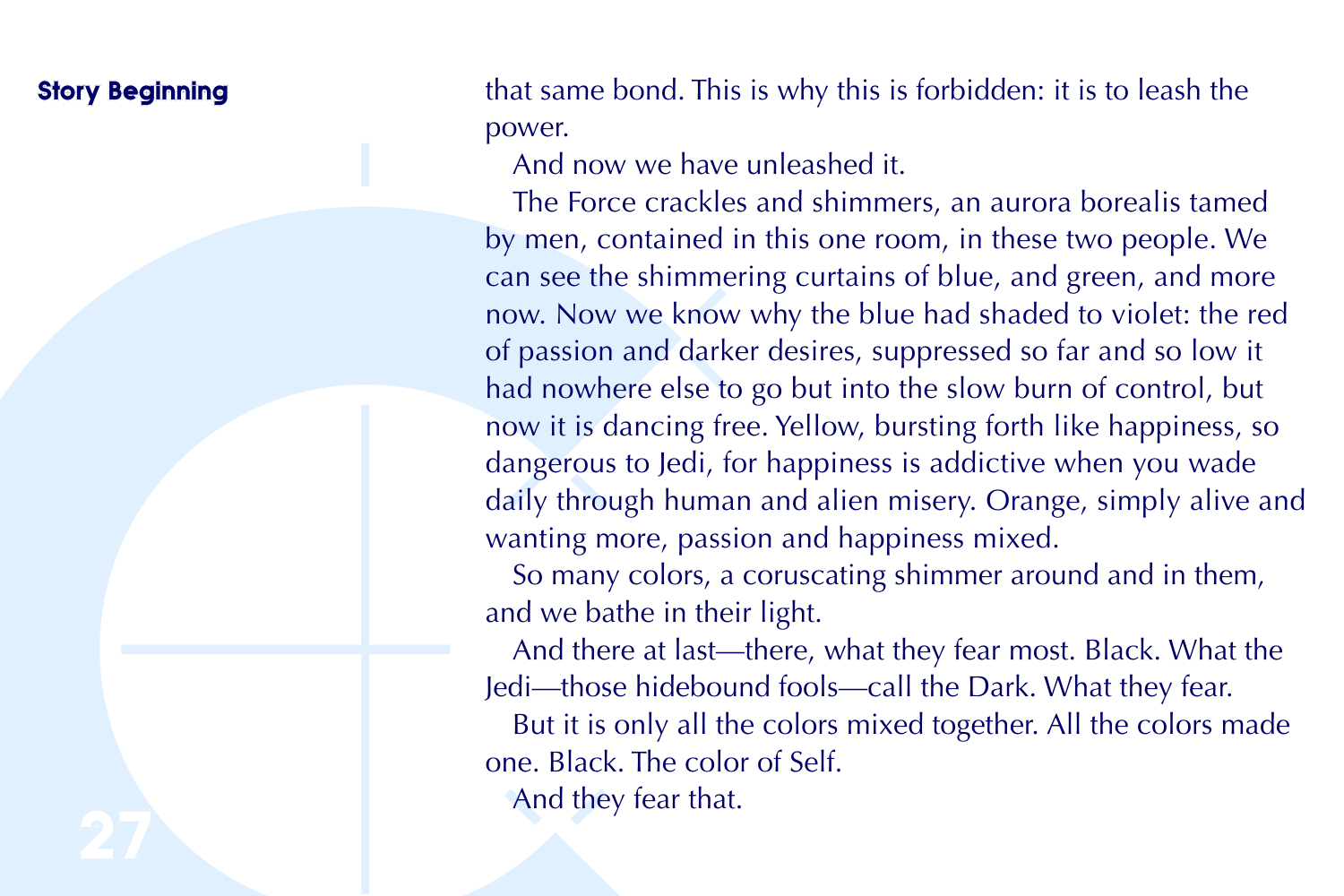that same bond. This is why this is forbidden: it is to leash the power.

And now we have unleashed it.

The Force crackles and shimmers, an aurora borealis tamed by men, contained in this one room, in these two people. We can see the shimmering curtains of blue, and green, and more now. Now we know why the blue had shaded to violet: the red of passion and darker desires, suppressed so far and so low it had nowhere else to go but into the slow burn of control, but now it is dancing free. Yellow, bursting forth like happiness, so dangerous to Jedi, for happiness is addictive when you wade daily through human and alien misery. Orange, simply alive and wanting more, passion and happiness mixed.

So many colors, a coruscating shimmer around and in them, and we bathe in their light.

And there at last—there, what they fear most. Black. What the Jedi—those hidebound fools—call the Dark. What they fear.

But it is only all the colors mixed together. All the colors made one. Black. The color of Self.

And they fear that.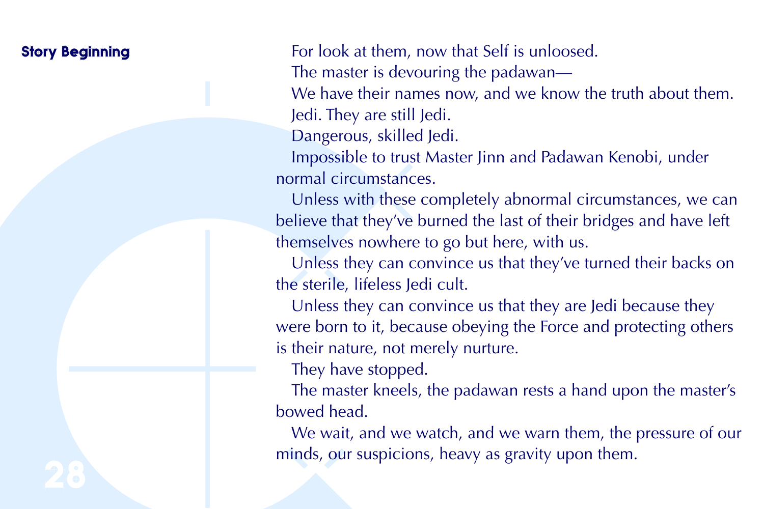**Story Beginning**

For look at them, now that Self is unloosed.

The master is devouring the padawan—

We have their names now, and we know the truth about them.

Jedi. They are still Jedi.

Dangerous, skilled Jedi.

Impossible to trust Master Jinn and Padawan Kenobi, under normal circumstances.

Unless with these completely abnormal circumstances, we can believe that they've burned the last of their bridges and have left themselves nowhere to go but here, with us.

Unless they can convince us that they've turned their backs on the sterile, lifeless Jedi cult.

Unless they can convince us that they are Jedi because they were born to it, because obeying the Force and protecting others is their nature, not merely nurture.

They have stopped.

The master kneels, the padawan rests a hand upon the master's bowed head.

We wait, and we watch, and we warn them, the pressure of our minds, our suspicions, heavy as gravity upon them.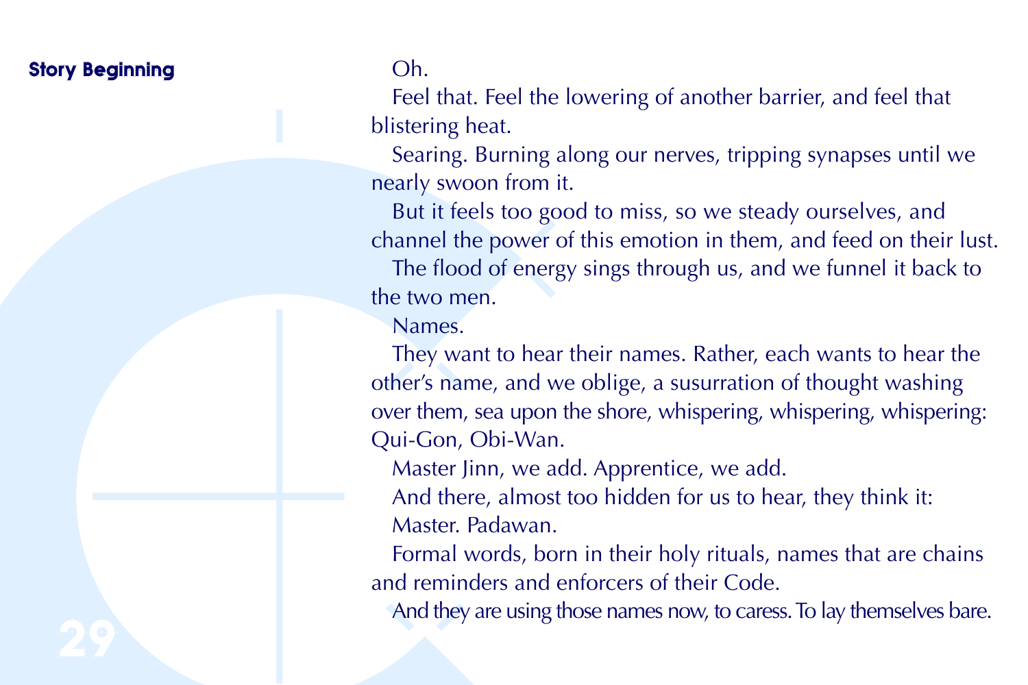Oh.

Feel that. Feel the lowering of another barrier, and feel that blistering heat.

Searing. Burning along our nerves, tripping synapses until we nearly swoon from it.

But it feels too good to miss, so we steady ourselves, and channel the power of this emotion in them, and feed on their lust.

The flood of energy sings through us, and we funnel it back to the two men.

Names.

They want to hear their names. Rather, each wants to hear the other's name, and we oblige, a susurration of thought washing over them, sea upon the shore, whispering, whispering, whispering: Qui-Gon, Obi-Wan.

Master Jinn, we add. Apprentice, we add.

And there, almost too hidden for us to hear, they think it:

Master. Padawan.

Formal words, born in their holy rituals, names that are chains and reminders and enforcers of their Code.

And they are using those names now, to caress. To lay themselves bare.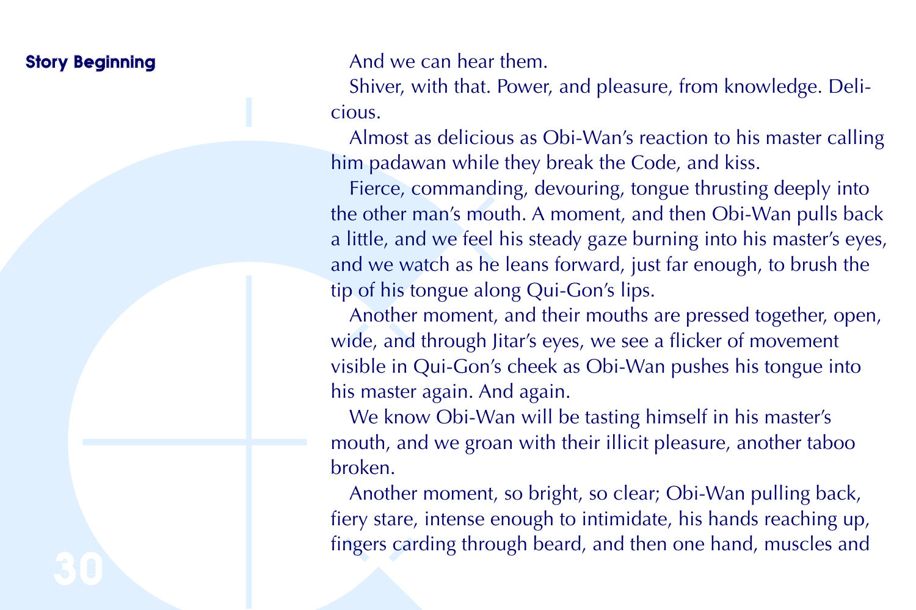And we can hear them.

Shiver, with that. Power, and pleasure, from knowledge. Delicious.

Almost as delicious as Obi-Wan's reaction to his master calling him padawan while they break the Code, and kiss.

Fierce, commanding, devouring, tongue thrusting deeply into the other man's mouth. A moment, and then Obi-Wan pulls back a little, and we feel his steady gaze burning into his master's eyes, and we watch as he leans forward, just far enough, to brush the tip of his tongue along Qui-Gon's lips.

Another moment, and their mouths are pressed together, open, wide, and through Jitar's eyes, we see a flicker of movement visible in Qui-Gon's cheek as Obi-Wan pushes his tongue into his master again. And again.

We know Obi-Wan will be tasting himself in his master's mouth, and we groan with their illicit pleasure, another taboo broken.

Another moment, so bright, so clear; Obi-Wan pulling back, fiery stare, intense enough to intimidate, his hands reaching up, fingers carding through beard, and then one hand, muscles and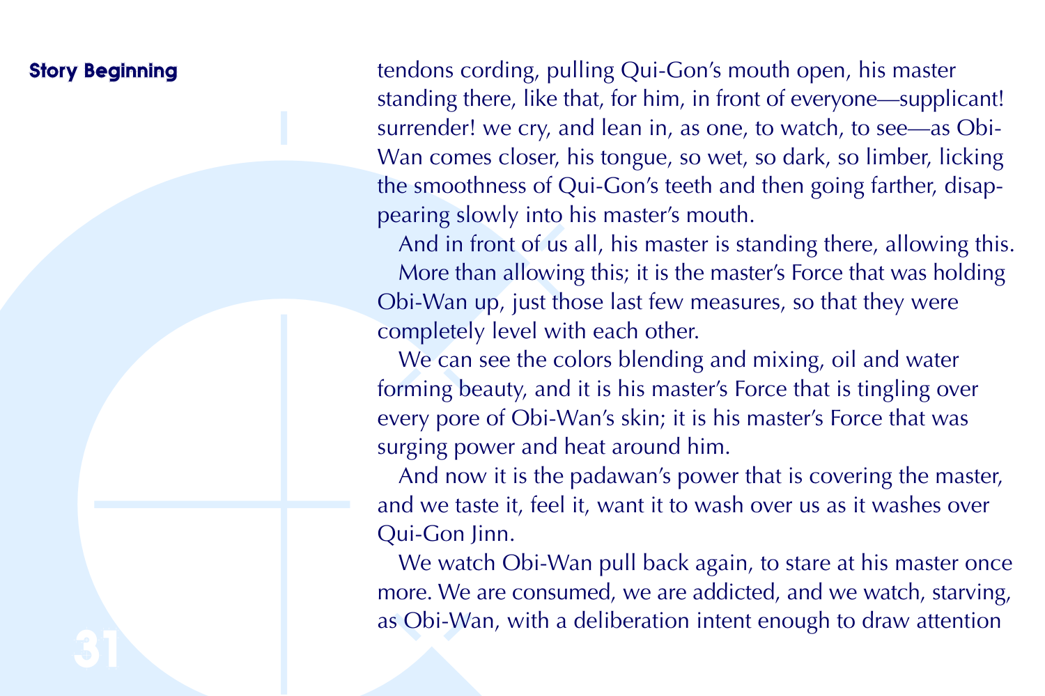tendons cording, pulling Qui-Gon's mouth open, his master standing there, like that, for him, in front of everyone—supplicant! surrender! we cry, and lean in, as one, to watch, to see—as Obi-Wan comes closer, his tongue, so wet, so dark, so limber, licking the smoothness of Qui-Gon's teeth and then going farther, disappearing slowly into his master's mouth.

And in front of us all, his master is standing there, allowing this.

More than allowing this; it is the master's Force that was holding Obi-Wan up, just those last few measures, so that they were completely level with each other.

We can see the colors blending and mixing, oil and water forming beauty, and it is his master's Force that is tingling over every pore of Obi-Wan's skin; it is his master's Force that was surging power and heat around him.

And now it is the padawan's power that is covering the master, and we taste it, feel it, want it to wash over us as it washes over Qui-Gon Jinn.

We watch Obi-Wan pull back again, to stare at his master once more. We are consumed, we are addicted, and we watch, starving, as Obi-Wan, with a deliberation intent enough to draw attention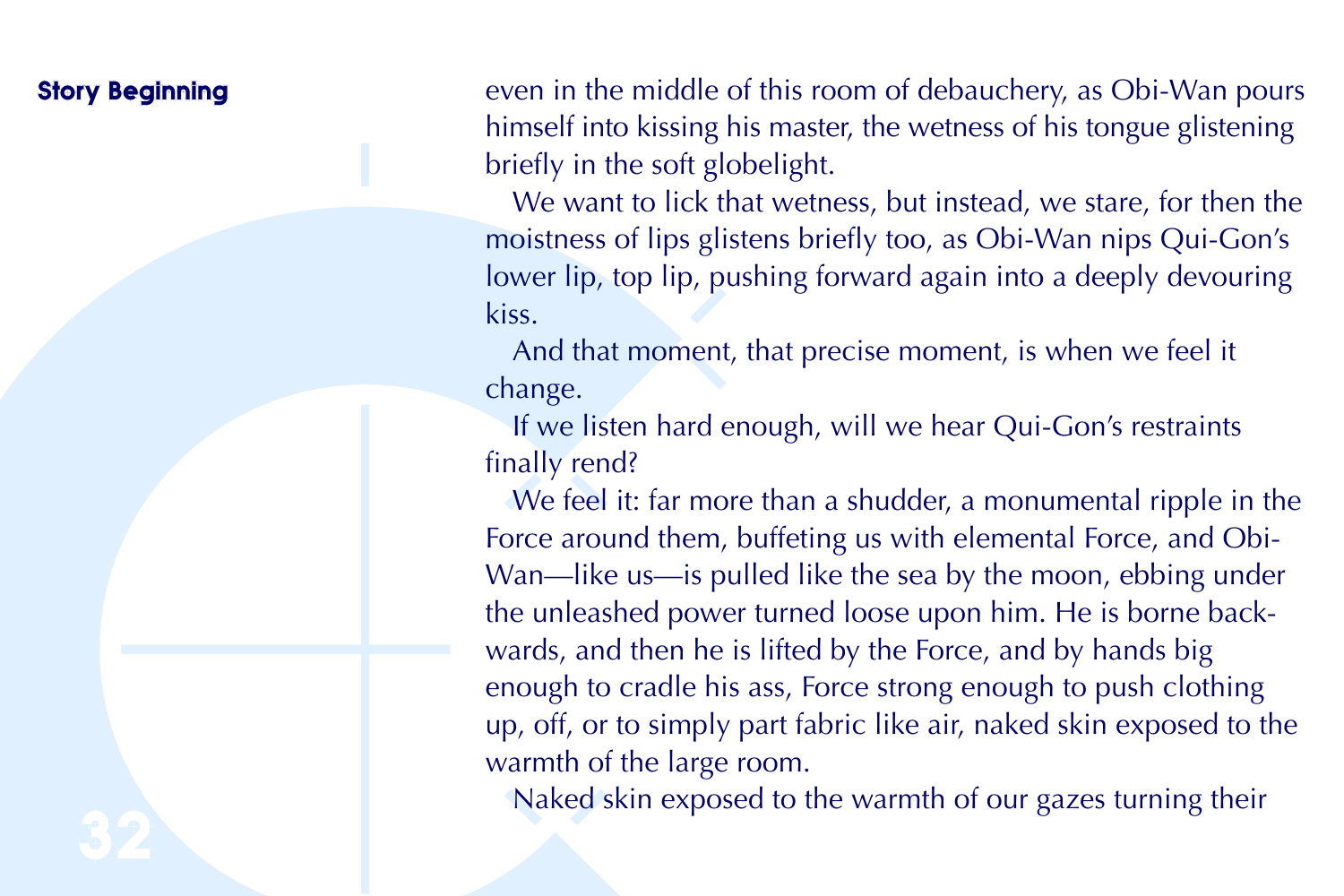even in the middle of this room of debauchery, as Obi-Wan pours himself into kissing his master, the wetness of his tongue glistening briefly in the soft globelight.

We want to lick that wetness, but instead, we stare, for then the moistness of lips glistens briefly too, as Obi-Wan nips Qui-Gon's lower lip, top lip, pushing forward again into a deeply devouring kiss.

And that moment, that precise moment, is when we feel it change.

If we listen hard enough, will we hear Qui-Gon's restraints finally rend?

We feel it: far more than a shudder, a monumental ripple in the Force around them, buffeting us with elemental Force, and Obi-Wan—like us—is pulled like the sea by the moon, ebbing under the unleashed power turned loose upon him. He is borne backwards, and then he is lifted by the Force, and by hands big enough to cradle his ass, Force strong enough to push clothing up, off, or to simply part fabric like air, naked skin exposed to the warmth of the large room.

Naked skin exposed to the warmth of our gazes turning their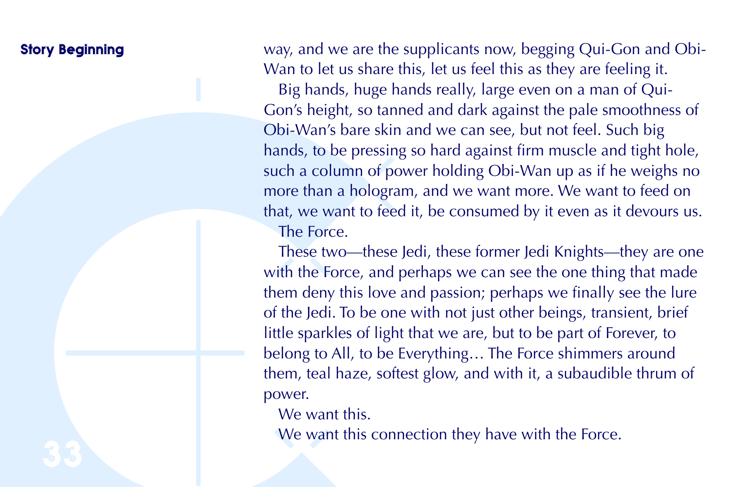way, and we are the supplicants now, begging Qui-Gon and Obi-Wan to let us share this, let us feel this as they are feeling it.

Big hands, huge hands really, large even on a man of Qui-Gon's height, so tanned and dark against the pale smoothness of Obi-Wan's bare skin and we can see, but not feel. Such big hands, to be pressing so hard against firm muscle and tight hole, such a column of power holding Obi-Wan up as if he weighs no more than a hologram, and we want more. We want to feed on that, we want to feed it, be consumed by it even as it devours us.

The Force.

These two—these Jedi, these former Jedi Knights—they are one with the Force, and perhaps we can see the one thing that made them deny this love and passion; perhaps we finally see the lure of the Jedi. To be one with not just other beings, transient, brief little sparkles of light that we are, but to be part of Forever, to belong to All, to be Everything… The Force shimmers around them, teal haze, softest glow, and with it, a subaudible thrum of power.

We want this.

We want this connection they have with the Force.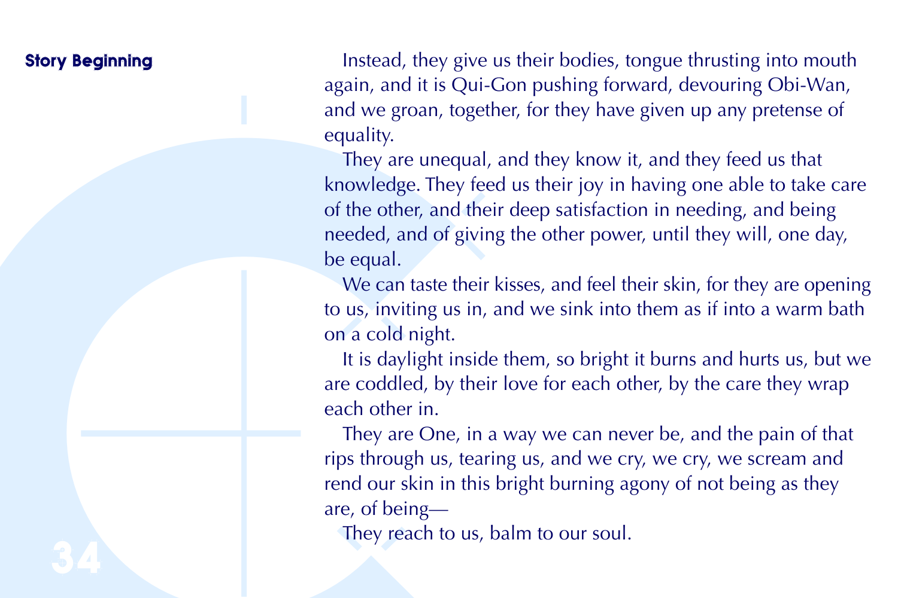Instead, they give us their bodies, tongue thrusting into mouth again, and it is Qui-Gon pushing forward, devouring Obi-Wan, and we groan, together, for they have given up any pretense of equality.

They are unequal, and they know it, and they feed us that knowledge. They feed us their joy in having one able to take care of the other, and their deep satisfaction in needing, and being needed, and of giving the other power, until they will, one day, be equal.

We can taste their kisses, and feel their skin, for they are opening to us, inviting us in, and we sink into them as if into a warm bath on a cold night.

It is daylight inside them, so bright it burns and hurts us, but we are coddled, by their love for each other, by the care they wrap each other in.

They are One, in a way we can never be, and the pain of that rips through us, tearing us, and we cry, we cry, we scream and rend our skin in this bright burning agony of not being as they are, of being—

They reach to us, balm to our soul.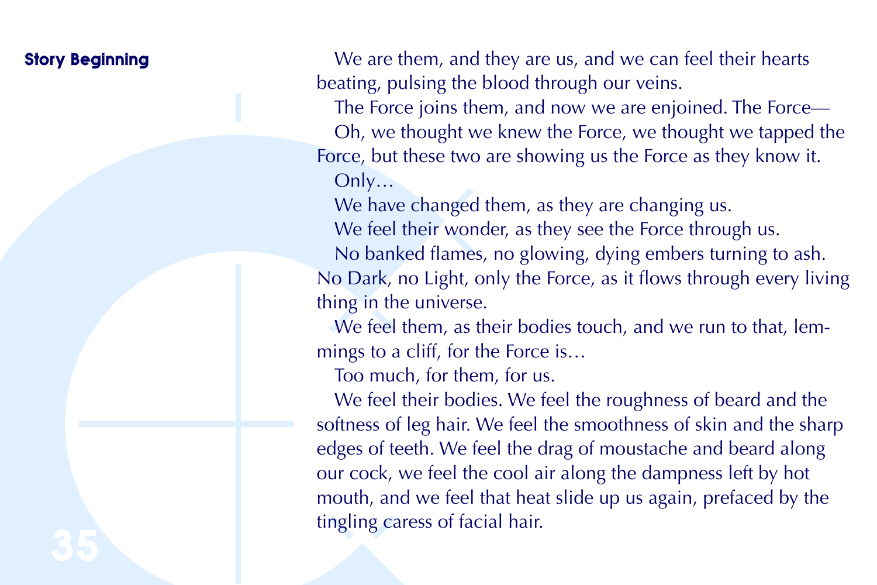**Story Beginning**

We are them, and they are us, and we can feel their hearts beating, pulsing the blood through our veins.

The Force joins them, and now we are enjoined. The Force—

Oh, we thought we knew the Force, we thought we tapped the Force, but these two are showing us the Force as they know it.

Only…

We have changed them, as they are changing us.

We feel their wonder, as they see the Force through us.

No banked flames, no glowing, dying embers turning to ash. No Dark, no Light, only the Force, as it flows through every living thing in the universe.

We feel them, as their bodies touch, and we run to that, lemmings to a cliff, for the Force is…

Too much, for them, for us.

We feel their bodies. We feel the roughness of beard and the softness of leg hair. We feel the smoothness of skin and the sharp edges of teeth. We feel the drag of moustache and beard along our cock, we feel the cool air along the dampness left by hot mouth, and we feel that heat slide up us again, prefaced by the tingling caress of facial hair.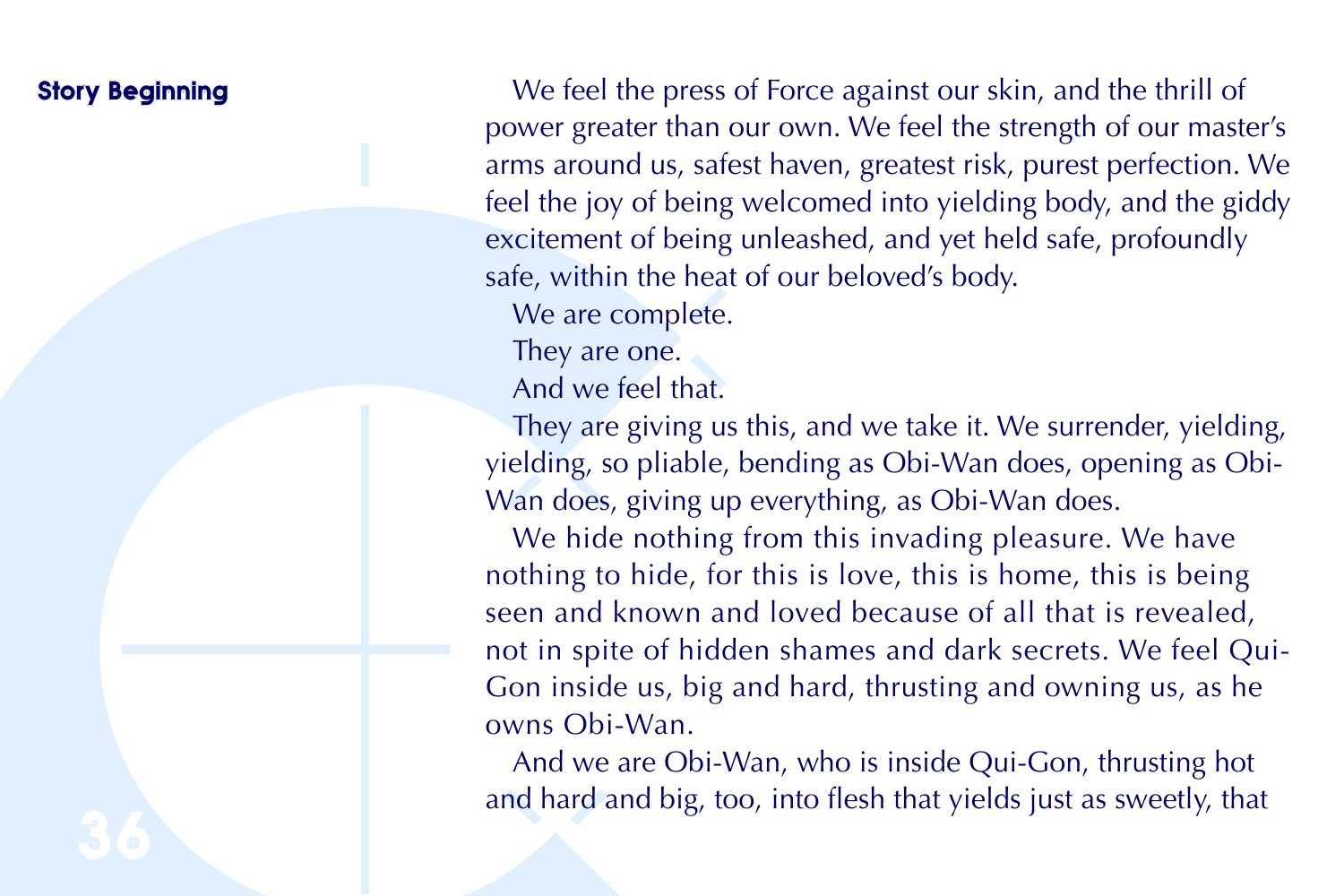**Story Beginning**

We feel the press of Force against our skin, and the thrill of power greater than our own. We feel the strength of our master's arms around us, safest haven, greatest risk, purest perfection. We feel the joy of being welcomed into yielding body, and the giddy excitement of being unleashed, and yet held safe, profoundly safe, within the heat of our beloved's body.

We are complete.

They are one.

And we feel that.

They are giving us this, and we take it. We surrender, yielding, yielding, so pliable, bending as Obi-Wan does, opening as Obi-Wan does, giving up everything, as Obi-Wan does.

We hide nothing from this invading pleasure. We have nothing to hide, for this is love, this is home, this is being seen and known and loved because of all that is revealed, not in spite of hidden shames and dark secrets. We feel Qui-Gon inside us, big and hard, thrusting and owning us, as he owns Obi-Wan.

And we are Obi-Wan, who is inside Qui-Gon, thrusting hot and hard and big, too, into flesh that yields just as sweetly, that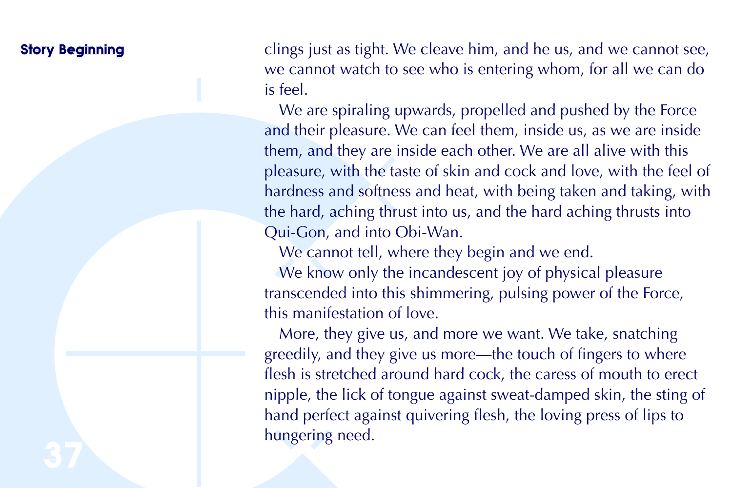clings just as tight. We cleave him, and he us, and we cannot see, we cannot watch to see who is entering whom, for all we can do is feel.

We are spiraling upwards, propelled and pushed by the Force and their pleasure. We can feel them, inside us, as we are inside them, and they are inside each other. We are all alive with this pleasure, with the taste of skin and cock and love, with the feel of hardness and softness and heat, with being taken and taking, with the hard, aching thrust into us, and the hard aching thrusts into Qui-Gon, and into Obi-Wan.

We cannot tell, where they begin and we end.

We know only the incandescent joy of physical pleasure transcended into this shimmering, pulsing power of the Force, this manifestation of love.

More, they give us, and more we want. We take, snatching greedily, and they give us more—the touch of fingers to where flesh is stretched around hard cock, the caress of mouth to erect nipple, the lick of tongue against sweat-damped skin, the sting of hand perfect against quivering flesh, the loving press of lips to hungering need.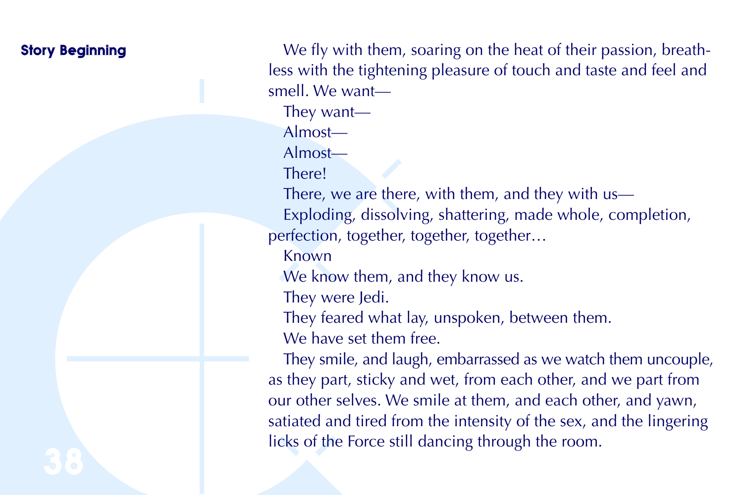**Story Beginning**

We fly with them, soaring on the heat of their passion, breathless with the tightening pleasure of touch and taste and feel and smell. We want—

They want—

Almost—

Almost—

There!

There, we are there, with them, and they with us—

Exploding, dissolving, shattering, made whole, completion, perfection, together, together, together…

Known

We know them, and they know us.

They were Jedi.

They feared what lay, unspoken, between them.

We have set them free.

They smile, and laugh, embarrassed as we watch them uncouple, as they part, sticky and wet, from each other, and we part from our other selves. We smile at them, and each other, and yawn, satiated and tired from the intensity of the sex, and the lingering licks of the Force still dancing through the room.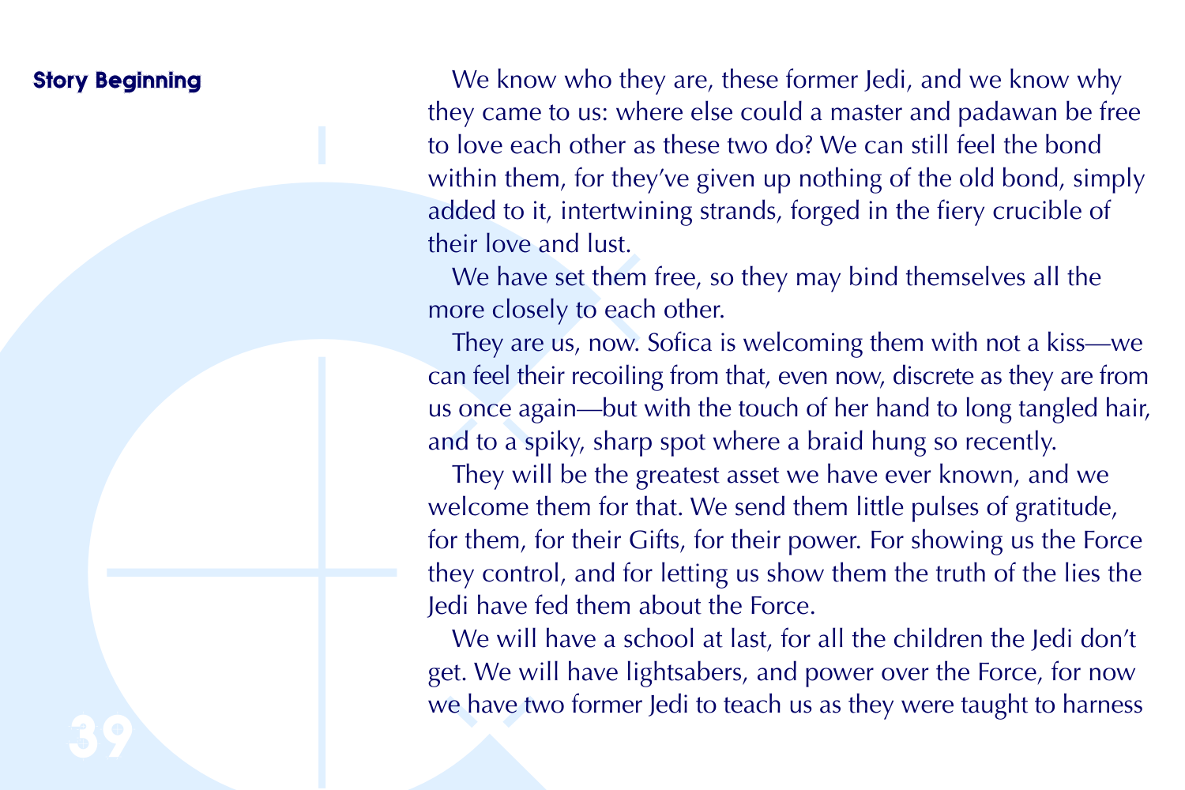**Story Beginning**

We know who they are, these former Jedi, and we know why they came to us: where else could a master and padawan be free to love each other as these two do? We can still feel the bond within them, for they've given up nothing of the old bond, simply added to it, intertwining strands, forged in the fiery crucible of their love and lust.

We have set them free, so they may bind themselves all the more closely to each other.

They are us, now. Sofica is welcoming them with not a kiss—we can feel their recoiling from that, even now, discrete as they are from us once again—but with the touch of her hand to long tangled hair, and to a spiky, sharp spot where a braid hung so recently.

They will be the greatest asset we have ever known, and we welcome them for that. We send them little pulses of gratitude, for them, for their Gifts, for their power. For showing us the Force they control, and for letting us show them the truth of the lies the Jedi have fed them about the Force.

We will have a school at last, for all the children the Jedi don't get. We will have lightsabers, and power over the Force, for now we have two former Jedi to teach us as they were taught to harness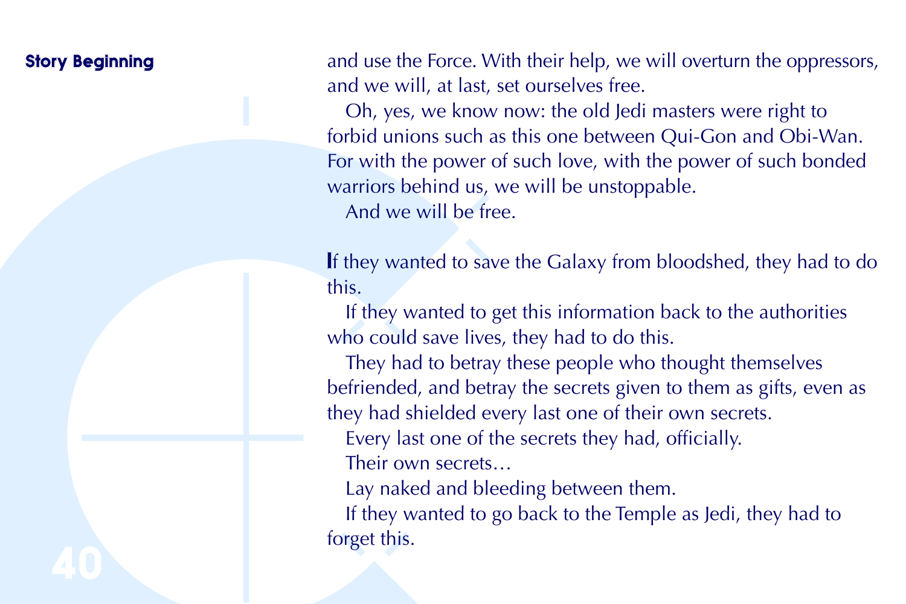and use the Force. With their help, we will overturn the oppressors, and we will, at last, set ourselves free.

Oh, yes, we know now: the old Jedi masters were right to forbid unions such as this one between Qui-Gon and Obi-Wan. For with the power of such love, with the power of such bonded warriors behind us, we will be unstoppable.

And we will be free.

If they wanted to save the Galaxy from bloodshed, they had to do this.

If they wanted to get this information back to the authorities who could save lives, they had to do this.

They had to betray these people who thought themselves befriended, and betray the secrets given to them as gifts, even as they had shielded every last one of their own secrets.

Every last one of the secrets they had, officially.

Their own secrets…

Lay naked and bleeding between them.

If they wanted to go back to the Temple as Jedi, they had to forget this.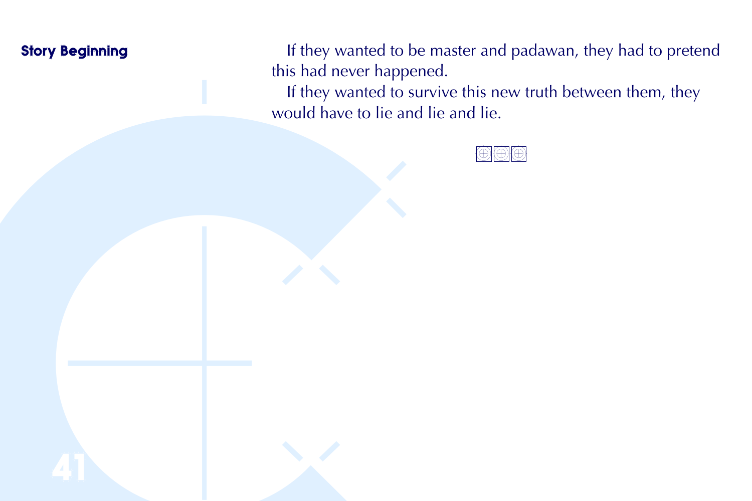If they wanted to be master and padawan, they had to pretend this had never happened.

If they wanted to survive this new truth between them, they would have to lie and lie and lie.

⊕⊕⊕